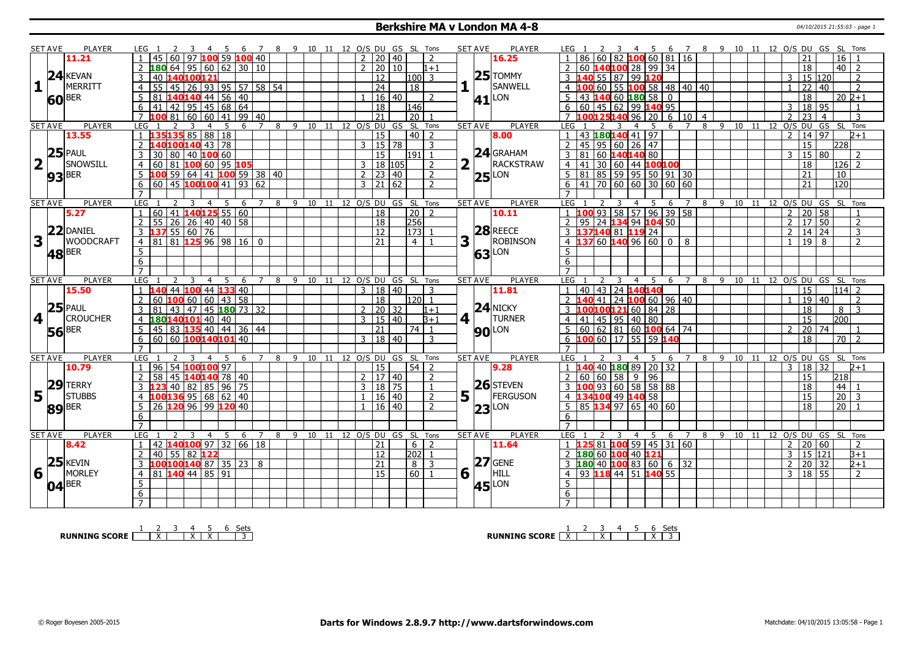# Berkshire MA v London MA 4-8

04/10/2015 21:55:03 - page 1

## Set 1

| SET AVE | PLAYER | LEG | 1 | 2 | 3 | 4 | 5 | 6 | 7 | 8 | 9 | 10 | 11 | 12 | O/S | DU | GS | SL | Tons |
|---|---|---|---|---|---|---|---|---|---|---|---|---|---|---|---|---|---|---|---|
| 11.21 | KEVAN MERRITT | 1 | 45 | 60 | 97 | 100 | 59 | 100 | 40 | | | | | | 2 | 20 | 40 | | 2 |
| 24 | | 2 | 180 | 64 | 95 | 60 | 62 | 30 | 10 | | | | | | 2 | 20 | 10 | | 1+1 |
| 60 | BER | 3 | 40 | 140 | 100 | 121 | | | | | | | | | | 12 | | 100 | 3 |
| | | 4 | 55 | 45 | 26 | 93 | 95 | 57 | 58 | 54 | | | | | | 24 | | 18 | |
| | | 5 | 81 | 140 | 140 | 44 | 56 | 40 | | | | | | | 1 | 16 | 40 | | 2 |
| | | 6 | 41 | 42 | 95 | 45 | 68 | 64 | | | | | | | | 18 | | 146 | |
| | | 7 | 100 | 81 | 60 | 60 | 41 | 99 | 40 | | | | | | | 21 | | 20 | 1 |

| SET AVE | PLAYER | LEG | 1 | 2 | 3 | 4 | 5 | 6 | 7 | 8 | 9 | 10 | 11 | 12 | O/S | DU | GS | SL | Tons |
|---|---|---|---|---|---|---|---|---|---|---|---|---|---|---|---|---|---|---|---|
| 16.25 | TOMMY SANWELL | 1 | 86 | 60 | 82 | 100 | 60 | 81 | 16 | | | | | | | 21 | | 16 | 1 |
| 25 | | 2 | 60 | 140 | 100 | 28 | 99 | 34 | | | | | | | | 18 | | 40 | 2 |
| 41 | LON | 3 | 140 | 55 | 87 | 99 | 120 | | | | | | | | 3 | 15 | 120 | | 2 |
| | | 4 | 100 | 60 | 55 | 100 | 58 | 48 | 40 | 40 | | | | | 1 | 22 | 40 | | 2 |
| | | 5 | 43 | 140 | 60 | 180 | 58 | 0 | | | | | | | | 18 | | 20 | 2+1 |
| | | 6 | 60 | 45 | 62 | 99 | 140 | 95 | | | | | | | 3 | 18 | 95 | | 1 |
| | | 7 | 100 | 125 | 140 | 96 | 20 | 6 | 10 | 4 | | | | | 2 | 23 | 4 | | 3 |

## Set 2

| SET AVE | PLAYER | LEG | 1 | 2 | 3 | 4 | 5 | 6 | 7 | 8 | 9 | 10 | 11 | 12 | O/S | DU | GS | SL | Tons |
|---|---|---|---|---|---|---|---|---|---|---|---|---|---|---|---|---|---|---|---|
| 13.55 | PAUL SNOWSILL | 1 | 135 | 135 | 85 | 88 | 18 | | | | | | | | | 15 | | 40 | 2 |
| 25 | | 2 | 140 | 100 | 140 | 43 | 78 | | | | | | | | 3 | 15 | 78 | | 3 |
| 93 | BER | 3 | 30 | 80 | 40 | 100 | 60 | | | | | | | | | 15 | | 191 | 1 |
| | | 4 | 60 | 81 | 100 | 60 | 95 | 105 | | | | | | | 3 | 18 | 105 | | 2 |
| | | 5 | 100 | 59 | 64 | 41 | 100 | 59 | 38 | 40 | | | | | 2 | 23 | 40 | | 2 |
| | | 6 | 60 | 45 | 100 | 100 | 41 | 93 | 62 | | | | | | 3 | 21 | 62 | | 2 |
| | | 7 | | | | | | | | | | | | | | | | | |

| SET AVE | PLAYER | LEG | 1 | 2 | 3 | 4 | 5 | 6 | 7 | 8 | 9 | 10 | 11 | 12 | O/S | DU | GS | SL | Tons |
|---|---|---|---|---|---|---|---|---|---|---|---|---|---|---|---|---|---|---|---|
| 8.00 | GRAHAM RACKSTRAW | 1 | 43 | 180 | 140 | 41 | 97 | | | | | | | | 2 | 14 | 97 | | 2+1 |
| 24 | | 2 | 45 | 95 | 60 | 26 | 47 | | | | | | | | | 15 | | 228 | |
| 25 | LON | 3 | 81 | 60 | 140 | 140 | 80 | | | | | | | | 3 | 15 | 80 | | 2 |
| | | 4 | 41 | 30 | 60 | 44 | 100 | 100 | | | | | | | | 18 | | 126 | 2 |
| | | 5 | 81 | 85 | 59 | 95 | 50 | 91 | 30 | | | | | | | 21 | | 10 | |
| | | 6 | 41 | 70 | 60 | 60 | 30 | 60 | 60 | | | | | | | 21 | | 120 | |
| | | 7 | | | | | | | | | | | | | | | | | |

## Set 3

| SET AVE | PLAYER | LEG | 1 | 2 | 3 | 4 | 5 | 6 | 7 | 8 | 9 | 10 | 11 | 12 | O/S | DU | GS | SL | Tons |
|---|---|---|---|---|---|---|---|---|---|---|---|---|---|---|---|---|---|---|---|
| 5.27 | DANIEL WOODCRAFT | 1 | 60 | 41 | 140 | 125 | 55 | 60 | | | | | | | | 18 | | 20 | 2 |
| 22 | | 2 | 55 | 26 | 26 | 40 | 40 | 58 | | | | | | | | 18 | | 256 | |
| 48 | BER | 3 | 137 | 55 | 60 | 76 | | | | | | | | | | 12 | | 173 | 1 |
| | | 4 | 81 | 81 | 125 | 96 | 98 | 16 | 0 | | | | | | | 21 | | 4 | 1 |
| | | 5 | | | | | | | | | | | | | | | | | |
| | | 6 | | | | | | | | | | | | | | | | | |
| | | 7 | | | | | | | | | | | | | | | | | |

| SET AVE | PLAYER | LEG | 1 | 2 | 3 | 4 | 5 | 6 | 7 | 8 | 9 | 10 | 11 | 12 | O/S | DU | GS | SL | Tons |
|---|---|---|---|---|---|---|---|---|---|---|---|---|---|---|---|---|---|---|---|
| 10.11 | REECE ROBINSON | 1 | 100 | 93 | 58 | 57 | 96 | 39 | 58 | | | | | | 2 | 20 | 58 | | 1 |
| 28 | | 2 | 95 | 24 | 134 | 94 | 104 | 50 | | | | | | | 2 | 17 | 50 | | 2 |
| 63 | LON | 3 | 137 | 140 | 81 | 119 | 24 | | | | | | | | 2 | 14 | 24 | | 3 |
| | | 4 | 137 | 60 | 140 | 96 | 60 | 0 | 8 | | | | | | 1 | 19 | 8 | | 2 |
| | | 5 | | | | | | | | | | | | | | | | | |
| | | 6 | | | | | | | | | | | | | | | | | |
| | | 7 | | | | | | | | | | | | | | | | | |

## Set 4

| SET AVE | PLAYER | LEG | 1 | 2 | 3 | 4 | 5 | 6 | 7 | 8 | 9 | 10 | 11 | 12 | O/S | DU | GS | SL | Tons |
|---|---|---|---|---|---|---|---|---|---|---|---|---|---|---|---|---|---|---|---|
| 15.50 | PAUL CROUCHER | 1 | 140 | 44 | 100 | 44 | 133 | 40 | | | | | | | 3 | 18 | 40 | | 3 |
| 25 | | 2 | 60 | 100 | 60 | 60 | 43 | 58 | | | | | | | | 18 | | 120 | 1 |
| 56 | BER | 3 | 81 | 43 | 47 | 45 | 180 | 73 | 32 | | | | | | 2 | 20 | 32 | | 1+1 |
| | | 4 | 180 | 140 | 101 | 40 | 40 | | | | | | | | 3 | 15 | 40 | | 3+1 |
| | | 5 | 45 | 83 | 135 | 40 | 44 | 36 | 44 | | | | | | | 21 | | 74 | 1 |
| | | 6 | 60 | 60 | 100 | 140 | 101 | 40 | | | | | | | 3 | 18 | 40 | | 3 |
| | | 7 | | | | | | | | | | | | | | | | | |

| SET AVE | PLAYER | LEG | 1 | 2 | 3 | 4 | 5 | 6 | 7 | 8 | 9 | 10 | 11 | 12 | O/S | DU | GS | SL | Tons |
|---|---|---|---|---|---|---|---|---|---|---|---|---|---|---|---|---|---|---|---|
| 11.81 | NICKY TURNER | 1 | 40 | 43 | 24 | 140 | 140 | | | | | | | | | 15 | | 114 | 2 |
| 24 | | 2 | 140 | 41 | 24 | 100 | 60 | 96 | 40 | | | | | | 1 | 19 | 40 | | 2 |
| 90 | LON | 3 | 100 | 100 | 121 | 60 | 84 | 28 | | | | | | | | 18 | | 8 | 3 |
| | | 4 | 41 | 45 | 95 | 40 | 80 | | | | | | | | | 15 | | 200 | |
| | | 5 | 60 | 62 | 81 | 60 | 100 | 64 | 74 | | | | | | 2 | 20 | 74 | | 1 |
| | | 6 | 100 | 60 | 17 | 55 | 59 | 140 | | | | | | | | 18 | | 70 | 2 |
| | | 7 | | | | | | | | | | | | | | | | | |

## Set 5

| SET AVE | PLAYER | LEG | 1 | 2 | 3 | 4 | 5 | 6 | 7 | 8 | 9 | 10 | 11 | 12 | O/S | DU | GS | SL | Tons |
|---|---|---|---|---|---|---|---|---|---|---|---|---|---|---|---|---|---|---|---|
| 10.79 | TERRY STUBBS | 1 | 96 | 54 | 100 | 100 | 97 | | | | | | | | | 15 | | 54 | 2 |
| 29 | | 2 | 58 | 45 | 140 | 140 | 78 | 40 | | | | | | | 2 | 17 | 40 | | 2 |
| 89 | BER | 3 | 123 | 40 | 82 | 85 | 96 | 75 | | | | | | | 3 | 18 | 75 | | 1 |
| | | 4 | 100 | 136 | 95 | 68 | 62 | 40 | | | | | | | 1 | 16 | 40 | | 2 |
| | | 5 | 26 | 120 | 96 | 99 | 120 | 40 | | | | | | | 1 | 16 | 40 | | 2 |
| | | 6 | | | | | | | | | | | | | | | | | |
| | | 7 | | | | | | | | | | | | | | | | | |

| SET AVE | PLAYER | LEG | 1 | 2 | 3 | 4 | 5 | 6 | 7 | 8 | 9 | 10 | 11 | 12 | O/S | DU | GS | SL | Tons |
|---|---|---|---|---|---|---|---|---|---|---|---|---|---|---|---|---|---|---|---|
| 9.28 | STEVEN FERGUSON | 1 | 140 | 40 | 180 | 89 | 20 | 32 | | | | | | | 3 | 18 | 32 | | 2+1 |
| 26 | | 2 | 60 | 60 | 58 | 9 | 96 | | | | | | | | | 15 | | 218 | |
| 23 | LON | 3 | 100 | 93 | 60 | 58 | 58 | 88 | | | | | | | | 18 | | 44 | 1 |
| | | 4 | 134 | 100 | 49 | 140 | 58 | | | | | | | | | 15 | | 20 | 3 |
| | | 5 | 85 | 134 | 97 | 65 | 40 | 60 | | | | | | | | 18 | | 20 | 1 |
| | | 6 | | | | | | | | | | | | | | | | | |
| | | 7 | | | | | | | | | | | | | | | | | |

## Set 6

| SET AVE | PLAYER | LEG | 1 | 2 | 3 | 4 | 5 | 6 | 7 | 8 | 9 | 10 | 11 | 12 | O/S | DU | GS | SL | Tons |
|---|---|---|---|---|---|---|---|---|---|---|---|---|---|---|---|---|---|---|---|
| 8.42 | KEVIN MORLEY | 1 | 42 | 140 | 100 | 97 | 32 | 66 | 18 | | | | | | | 21 | | 6 | 2 |
| 25 | | 2 | 40 | 55 | 82 | 122 | | | | | | | | | | 12 | | 202 | 1 |
| 04 | BER | 3 | 100 | 100 | 140 | 87 | 35 | 23 | 8 | | | | | | | 21 | | 8 | 3 |
| | | 4 | 81 | 140 | 44 | 85 | 91 | | | | | | | | | 15 | | 60 | 1 |
| | | 5 | | | | | | | | | | | | | | | | | |
| | | 6 | | | | | | | | | | | | | | | | | |
| | | 7 | | | | | | | | | | | | | | | | | |

| SET AVE | PLAYER | LEG | 1 | 2 | 3 | 4 | 5 | 6 | 7 | 8 | 9 | 10 | 11 | 12 | O/S | DU | GS | SL | Tons |
|---|---|---|---|---|---|---|---|---|---|---|---|---|---|---|---|---|---|---|---|
| 11.64 | GENE HILL | 1 | 125 | 81 | 100 | 59 | 45 | 31 | 60 | | | | | | 2 | 20 | 60 | | 2 |
| 27 | | 2 | 180 | 60 | 100 | 40 | 121 | | | | | | | | 3 | 15 | 121 | | 3+1 |
| 45 | LON | 3 | 180 | 40 | 100 | 83 | 60 | 6 | 32 | | | | | | 2 | 20 | 32 | | 2+1 |
| | | 4 | 93 | 118 | 44 | 51 | 140 | 55 | | | | | | | 3 | 18 | 55 | | 2 |
| | | 5 | | | | | | | | | | | | | | | | | |
| | | 6 | | | | | | | | | | | | | | | | | |
| | | 7 | | | | | | | | | | | | | | | | | |

## Running Score

| | 1 | 2 | 3 | 4 | 5 | 6 | Sets |
|---|---|---|---|---|---|---|---|
| RUNNING SCORE (BER) | | X | | X | X | | 3 |
| RUNNING SCORE (LON) | X | | X | | | X | 3 |

© Roger Boyesen 2005-2015 — **Darts for Windows 2.8.9.7 http://www.dartsforwindows.com** — Matchdate: 04/10/2015 13:05:58 - Page 1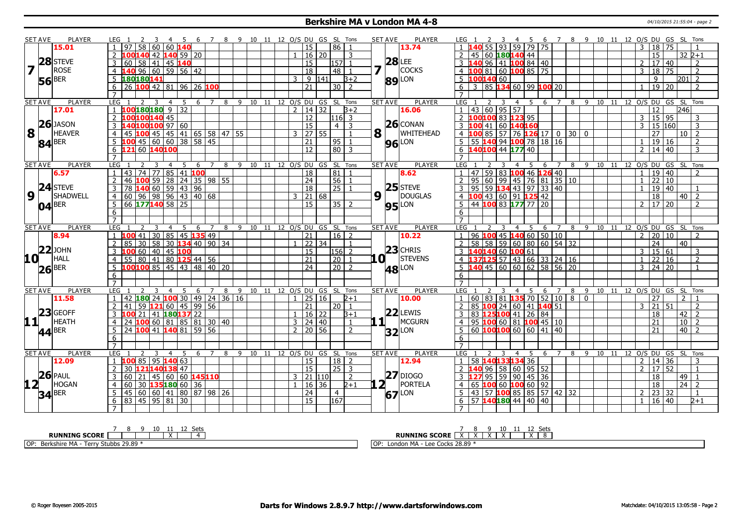# Berkshire MA v London MA 4-8

04/10/2015 21:55:04 - page 2

| SET AVE | PLAYER | LEG | 1 | 2 | 3 | 4 | 5 | 6 | 7 | 8 | 9 | 10 | 11 | 12 | O/S | DU | GS | SL | Tons | SET AVE | PLAYER | LEG | 1 | 2 | 3 | 4 | 5 | 6 | 7 | 8 | 9 | 10 | 11 | 12 | O/S | DU | GS | SL | Tons |
|---|---|---|---|---|---|---|---|---|---|---|---|---|---|---|---|---|---|---|---|---|---|---|---|---|---|---|---|---|---|---|---|---|---|---|---|---|---|---|---|
| 15.01 | | 1 | 97 | 58 | 60 | 60 | 140 | | | | | | | | | 15 | | 86 | 1 | 13.74 | | 1 | 140 | 55 | 93 | 59 | 79 | 75 | | | | | | | 3 | 18 | 75 | | 1 |
| 28 | STEVE | 2 | 100 | 140 | 42 | 140 | 59 | 20 | | | | | | | 1 | 16 | 20 | | 3 | 28 | LEE | 2 | 45 | 60 | 180 | 140 | 44 | | | | | | | | | 15 | | 32 | 2+1 |
| 7 | ROSE | 3 | 60 | 58 | 41 | 45 | 140 | | | | | | | | | 15 | | 157 | 1 | 7 | COCKS | 3 | 140 | 96 | 41 | 100 | 84 | 40 | | | | | | | 2 | 17 | 40 | | 2 |
| 56 | BER | 4 | 140 | 96 | 60 | 59 | 56 | 42 | | | | | | | | 18 | | 48 | 1 | 89 | LON | 4 | 100 | 81 | 60 | 100 | 85 | 75 | | | | | | | 3 | 18 | 75 | | 2 |
| | | 5 | 180 | 180 | 141 | | | | | | | | | | 3 | 9 | 141 | | 3+2 | | | 5 | 100 | 140 | 60 | | | | | | | | | | | 9 | | 201 | 2 |
| | | 6 | 26 | 100 | 42 | 81 | 96 | 26 | 100 | | | | | | | 21 | | 30 | 2 | | | 6 | 3 | 85 | 134 | 60 | 99 | 100 | 20 | | | | | | 1 | 19 | 20 | | 2 |
| | | 7 | | | | | | | | | | | | | | | | | | | | 7 | | | | | | | | | | | | | | | | | |
| SET AVE | PLAYER | LEG | 1 | 2 | 3 | 4 | 5 | 6 | 7 | 8 | 9 | 10 | 11 | 12 | O/S | DU | GS | SL | Tons | SET AVE | PLAYER | LEG | 1 | 2 | 3 | 4 | 5 | 6 | 7 | 8 | 9 | 10 | 11 | 12 | O/S | DU | GS | SL | Tons |
| 17.01 | | 1 | 100 | 180 | 180 | 9 | 32 | | | | | | | | 2 | 14 | 32 | | 3+2 | 16.06 | | 1 | 43 | 60 | 95 | 57 | | | | | | | | | | 12 | | 246 | |
| 26 | JASON | 2 | 100 | 100 | 140 | 45 | | | | | | | | | | 12 | | 116 | 3 | 26 | CONAN | 2 | 100 | 100 | 83 | 123 | 95 | | | | | | | | 3 | 15 | 95 | | 3 |
| 8 | HEAVER | 3 | 140 | 100 | 100 | 97 | 60 | | | | | | | | | 15 | | 4 | 3 | 8 | WHITEHEAD | 3 | 100 | 41 | 60 | 140 | 160 | | | | | | | | 3 | 15 | 160 | | 3 |
| 84 | BER | 4 | 45 | 100 | 45 | 45 | 41 | 65 | 58 | 47 | 55 | | | | 3 | 27 | 55 | | 1 | 96 | LON | 4 | 100 | 85 | 57 | 76 | 126 | 17 | 0 | 30 | 0 | | | | | 27 | | 10 | 2 |
| | | 5 | 100 | 45 | 60 | 60 | 38 | 58 | 45 | | | | | | | 21 | | 95 | 1 | | | 5 | 55 | 140 | 94 | 100 | 78 | 18 | 16 | | | | | | 1 | 19 | 16 | | 2 |
| | | 6 | 121 | 60 | 140 | 100 | | | | | | | | | | 12 | | 80 | 3 | | | 6 | 140 | 100 | 44 | 177 | 40 | | | | | | | | 2 | 14 | 40 | | 3 |
| | | 7 | | | | | | | | | | | | | | | | | | | | 7 | | | | | | | | | | | | | | | | | |
| SET AVE | PLAYER | LEG | 1 | 2 | 3 | 4 | 5 | 6 | 7 | 8 | 9 | 10 | 11 | 12 | O/S | DU | GS | SL | Tons | SET AVE | PLAYER | LEG | 1 | 2 | 3 | 4 | 5 | 6 | 7 | 8 | 9 | 10 | 11 | 12 | O/S | DU | GS | SL | Tons |
| 6.57 | | 1 | 43 | 74 | 77 | 85 | 41 | 100 | | | | | | | | 18 | | 81 | 1 | 8.62 | | 1 | 47 | 59 | 83 | 100 | 46 | 126 | 40 | | | | | | 1 | 19 | 40 | | 2 |
| 24 | STEVE | 2 | 46 | 100 | 59 | 28 | 24 | 35 | 98 | 55 | | | | | | 24 | | 56 | 1 | 25 | STEVE | 2 | 95 | 60 | 99 | 45 | 76 | 81 | 35 | 10 | | | | | 1 | 22 | 10 | | |
| 9 | SHADWELL | 3 | 78 | 140 | 60 | 59 | 43 | 96 | | | | | | | | 18 | | 25 | 1 | 9 | DOUGLAS | 3 | 95 | 59 | 134 | 43 | 97 | 33 | 40 | | | | | | 1 | 19 | 40 | | 1 |
| 04 | BER | 4 | 60 | 96 | 98 | 96 | 43 | 40 | 68 | | | | | | 3 | 21 | 68 | | | 95 | LON | 4 | 100 | 43 | 60 | 91 | 125 | 42 | | | | | | | | 18 | | 40 | 2 |
| | | 5 | 66 | 177 | 140 | 58 | 25 | | | | | | | | | 15 | | 35 | 2 | | | 5 | 44 | 100 | 83 | 177 | 77 | 20 | | | | | | | 2 | 17 | 20 | | 2 |
| | | 6 | | | | | | | | | | | | | | | | | | | | 6 | | | | | | | | | | | | | | | | | |
| | | 7 | | | | | | | | | | | | | | | | | | | | 7 | | | | | | | | | | | | | | | | | |
| SET AVE | PLAYER | LEG | 1 | 2 | 3 | 4 | 5 | 6 | 7 | 8 | 9 | 10 | 11 | 12 | O/S | DU | GS | SL | Tons | SET AVE | PLAYER | LEG | 1 | 2 | 3 | 4 | 5 | 6 | 7 | 8 | 9 | 10 | 11 | 12 | O/S | DU | GS | SL | Tons |
| 8.94 | | 1 | 100 | 41 | 30 | 85 | 45 | 135 | 49 | | | | | | | 21 | | 16 | 2 | 10.22 | | 1 | 96 | 100 | 45 | 140 | 60 | 50 | 10 | | | | | | 2 | 20 | 10 | | 2 |
| 22 | JOHN | 2 | 85 | 30 | 58 | 30 | 134 | 40 | 90 | 34 | | | | | 1 | 22 | 34 | | 1 | 23 | CHRIS | 2 | 58 | 58 | 59 | 60 | 80 | 60 | 54 | 32 | | | | | | 24 | | 40 | |
| 10 | HALL | 3 | 100 | 60 | 40 | 45 | 100 | | | | | | | | | 15 | | 156 | 2 | 10 | STEVENS | 3 | 140 | 140 | 60 | 100 | 61 | | | | | | | | 3 | 15 | 61 | | 3 |
| 26 | BER | 4 | 55 | 80 | 41 | 80 | 125 | 44 | 56 | | | | | | | 21 | | 20 | 1 | 48 | LON | 4 | 137 | 125 | 57 | 43 | 66 | 33 | 24 | 16 | | | | | 1 | 22 | 16 | | 2 |
| | | 5 | 100 | 100 | 85 | 45 | 43 | 48 | 40 | 20 | | | | | | 24 | | 20 | 2 | | | 5 | 140 | 45 | 60 | 60 | 62 | 58 | 56 | 20 | | | | | 3 | 24 | 20 | | 1 |
| | | 6 | | | | | | | | | | | | | | | | | | | | 6 | | | | | | | | | | | | | | | | | |
| | | 7 | | | | | | | | | | | | | | | | | | | | 7 | | | | | | | | | | | | | | | | | |
| SET AVE | PLAYER | LEG | 1 | 2 | 3 | 4 | 5 | 6 | 7 | 8 | 9 | 10 | 11 | 12 | O/S | DU | GS | SL | Tons | SET AVE | PLAYER | LEG | 1 | 2 | 3 | 4 | 5 | 6 | 7 | 8 | 9 | 10 | 11 | 12 | O/S | DU | GS | SL | Tons |
| 11.58 | | 1 | 42 | 180 | 24 | 100 | 30 | 49 | 24 | 36 | 16 | | | | 1 | 25 | 16 | | 2+1 | 10.00 | | 1 | 60 | 83 | 81 | 135 | 70 | 52 | 10 | 8 | 0 | | | | | 27 | | 2 | 1 |
| 23 | GEOFF | 2 | 41 | 59 | 121 | 60 | 45 | 99 | 56 | | | | | | | 21 | | 20 | 1 | 22 | LEWIS | 2 | 85 | 100 | 24 | 60 | 41 | 140 | 51 | | | | | | 3 | 21 | 51 | | 2 |
| 11 | HEATH | 3 | 100 | 21 | 41 | 180 | 137 | 22 | | | | | | | 1 | 16 | 22 | | 3+1 | 11 | MCGURN | 3 | 83 | 125 | 100 | 41 | 26 | 84 | | | | | | | | 18 | | 42 | 2 |
| 44 | BER | 4 | 24 | 100 | 60 | 81 | 85 | 81 | 30 | 40 | | | | | 3 | 24 | 40 | | 1 | 32 | LON | 4 | 95 | 100 | 60 | 81 | 100 | 45 | 10 | | | | | | | 21 | | 10 | 2 |
| | | 5 | 24 | 100 | 41 | 140 | 81 | 59 | 56 | | | | | | 2 | 20 | 56 | | 2 | | | 5 | 60 | 100 | 100 | 60 | 60 | 41 | 40 | | | | | | | 21 | | 40 | 2 |
| | | 6 | | | | | | | | | | | | | | | | | | | | 6 | | | | | | | | | | | | | | | | | |
| | | 7 | | | | | | | | | | | | | | | | | | | | 7 | | | | | | | | | | | | | | | | | |
| SET AVE | PLAYER | LEG | 1 | 2 | 3 | 4 | 5 | 6 | 7 | 8 | 9 | 10 | 11 | 12 | O/S | DU | GS | SL | Tons | SET AVE | PLAYER | LEG | 1 | 2 | 3 | 4 | 5 | 6 | 7 | 8 | 9 | 10 | 11 | 12 | O/S | DU | GS | SL | Tons |
| 12.09 | | 1 | 100 | 85 | 95 | 140 | 63 | | | | | | | | | 15 | | 18 | 2 | 12.94 | | 1 | 58 | 140 | 133 | 134 | 36 | | | | | | | | 2 | 14 | 36 | | 3 |
| 26 | PAUL | 2 | 30 | 121 | 140 | 138 | 47 | | | | | | | | | 15 | | 25 | 3 | 27 | DIOGO | 2 | 140 | 96 | 58 | 60 | 95 | 52 | | | | | | | 2 | 17 | 52 | | 1 |
| 12 | HOGAN | 3 | 60 | 21 | 45 | 60 | 60 | 145 | 110 | | | | | | 3 | 21 | 110 | | 2 | 12 | PORTELA | 3 | 127 | 95 | 59 | 90 | 45 | 36 | | | | | | | | 18 | | 49 | 1 |
| 34 | BER | 4 | 60 | 30 | 135 | 180 | 60 | 36 | | | | | | | 1 | 16 | 36 | | 2+1 | 67 | LON | 4 | 65 | 100 | 60 | 100 | 60 | 92 | | | | | | | | 18 | | 24 | 2 |
| | | 5 | 45 | 60 | 60 | 41 | 80 | 87 | 98 | 26 | | | | | | 24 | | 4 | | | | 5 | 43 | 57 | 100 | 85 | 85 | 57 | 42 | 32 | | | | | 2 | 23 | 32 | | 1 |
| | | 6 | 83 | 45 | 95 | 81 | 30 | | | | | | | | | 15 | | 167 | | | | 6 | 57 | 140 | 180 | 44 | 40 | 40 | | | | | | | 1 | 16 | 40 | | 2+1 |
| | | 7 | | | | | | | | | | | | | | | | | | | | 7 | | | | | | | | | | | | | | | | | |

| RUNNING SCORE | 7 | 8 | 9 | 10 | 11 | 12 | Sets |
|---|---|---|---|---|---|---|---|
| Berkshire MA | | | | | X | | 4 |
| London MA | X | X | X | X | | X | 8 |

OP: Berkshire MA - Terry Stubbs 29.89 *

OP: London MA - Lee Cocks 28.89 *

© Roger Boyesen 2005-2015 **Darts for Windows 2.8.9.7 http://www.dartsforwindows.com** Matchdate: 04/10/2015 13:05:58 - Page 2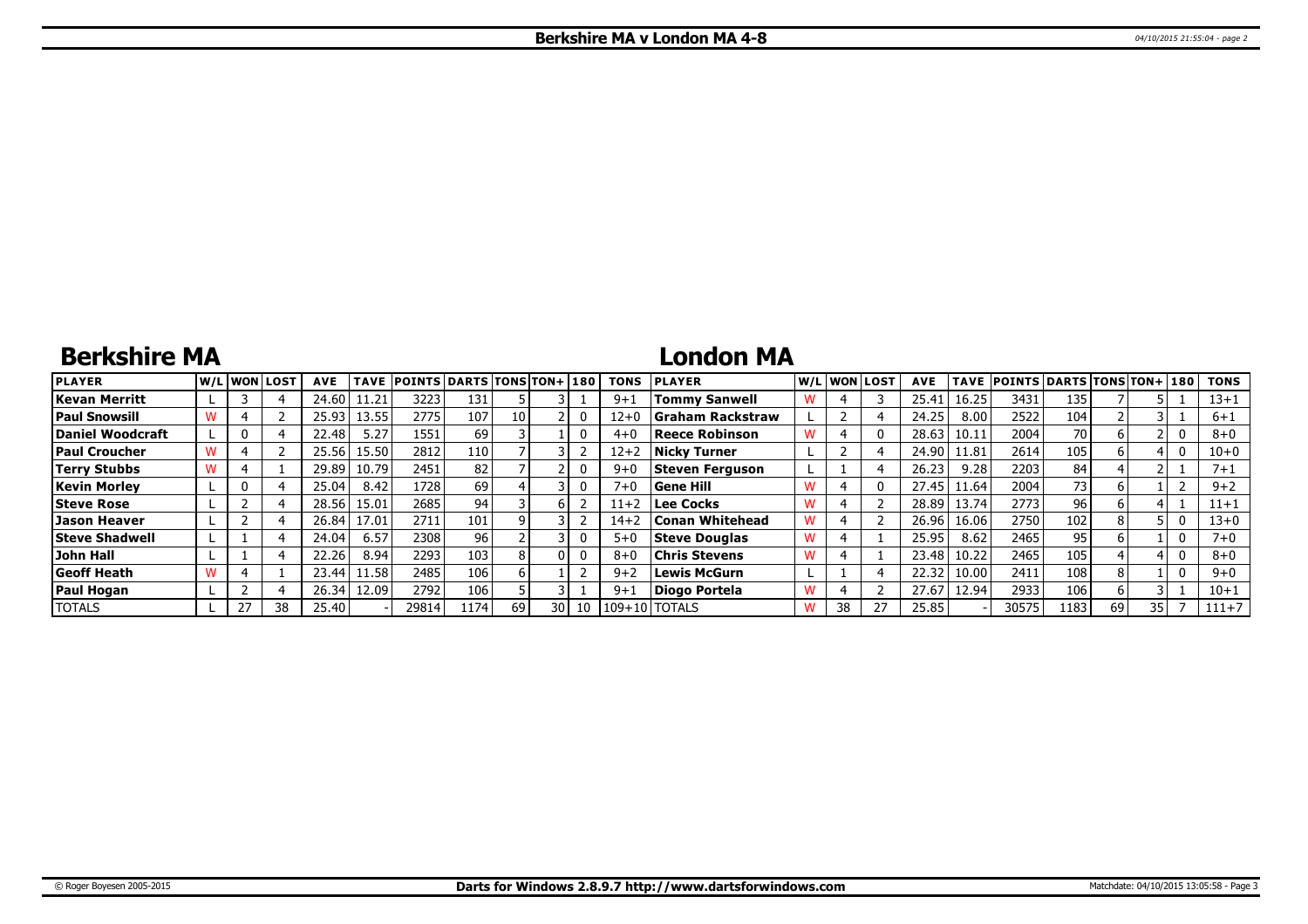# Berkshire MA v London MA 4-8

## Berkshire MA

## London MA

| PLAYER | W/L | WON | LOST | AVE | TAVE | POINTS | DARTS | TONS | TON+ | 180 | TONS | PLAYER | W/L | WON | LOST | AVE | TAVE | POINTS | DARTS | TONS | TON+ | 180 | TONS |
|---|---|---|---|---|---|---|---|---|---|---|---|---|---|---|---|---|---|---|---|---|---|---|---|
| Kevan Merritt | L | 3 | 4 | 24.60 | 11.21 | 3223 | 131 | 5 | 3 | 1 | 9+1 | Tommy Sanwell | W | 4 | 3 | 25.41 | 16.25 | 3431 | 135 | 7 | 5 | 1 | 13+1 |
| Paul Snowsill | W | 4 | 2 | 25.93 | 13.55 | 2775 | 107 | 10 | 2 | 0 | 12+0 | Graham Rackstraw | L | 2 | 4 | 24.25 | 8.00 | 2522 | 104 | 2 | 3 | 1 | 6+1 |
| Daniel Woodcraft | L | 0 | 4 | 22.48 | 5.27 | 1551 | 69 | 3 | 1 | 0 | 4+0 | Reece Robinson | W | 4 | 0 | 28.63 | 10.11 | 2004 | 70 | 6 | 2 | 0 | 8+0 |
| Paul Croucher | W | 4 | 2 | 25.56 | 15.50 | 2812 | 110 | 7 | 3 | 2 | 12+2 | Nicky Turner | L | 2 | 4 | 24.90 | 11.81 | 2614 | 105 | 6 | 4 | 0 | 10+0 |
| Terry Stubbs | W | 4 | 1 | 29.89 | 10.79 | 2451 | 82 | 7 | 2 | 0 | 9+0 | Steven Ferguson | L | 1 | 4 | 26.23 | 9.28 | 2203 | 84 | 4 | 2 | 1 | 7+1 |
| Kevin Morley | L | 0 | 4 | 25.04 | 8.42 | 1728 | 69 | 4 | 3 | 0 | 7+0 | Gene Hill | W | 4 | 0 | 27.45 | 11.64 | 2004 | 73 | 6 | 1 | 2 | 9+2 |
| Steve Rose | L | 2 | 4 | 28.56 | 15.01 | 2685 | 94 | 3 | 6 | 2 | 11+2 | Lee Cocks | W | 4 | 2 | 28.89 | 13.74 | 2773 | 96 | 6 | 4 | 1 | 11+1 |
| Jason Heaver | L | 2 | 4 | 26.84 | 17.01 | 2711 | 101 | 9 | 3 | 2 | 14+2 | Conan Whitehead | W | 4 | 2 | 26.96 | 16.06 | 2750 | 102 | 8 | 5 | 0 | 13+0 |
| Steve Shadwell | L | 1 | 4 | 24.04 | 6.57 | 2308 | 96 | 2 | 3 | 0 | 5+0 | Steve Douglas | W | 4 | 1 | 25.95 | 8.62 | 2465 | 95 | 6 | 1 | 0 | 7+0 |
| John Hall | L | 1 | 4 | 22.26 | 8.94 | 2293 | 103 | 8 | 0 | 0 | 8+0 | Chris Stevens | W | 4 | 1 | 23.48 | 10.22 | 2465 | 105 | 4 | 4 | 0 | 8+0 |
| Geoff Heath | W | 4 | 1 | 23.44 | 11.58 | 2485 | 106 | 6 | 1 | 2 | 9+2 | Lewis McGurn | L | 1 | 4 | 22.32 | 10.00 | 2411 | 108 | 8 | 1 | 0 | 9+0 |
| Paul Hogan | L | 2 | 4 | 26.34 | 12.09 | 2792 | 106 | 5 | 3 | 1 | 9+1 | Diogo Portela | W | 4 | 2 | 27.67 | 12.94 | 2933 | 106 | 6 | 3 | 1 | 10+1 |
| TOTALS | L | 27 | 38 | 25.40 | - | 29814 | 1174 | 69 | 30 | 10 | 109+10 | TOTALS | W | 38 | 27 | 25.85 | - | 30575 | 1183 | 69 | 35 | 7 | 111+7 |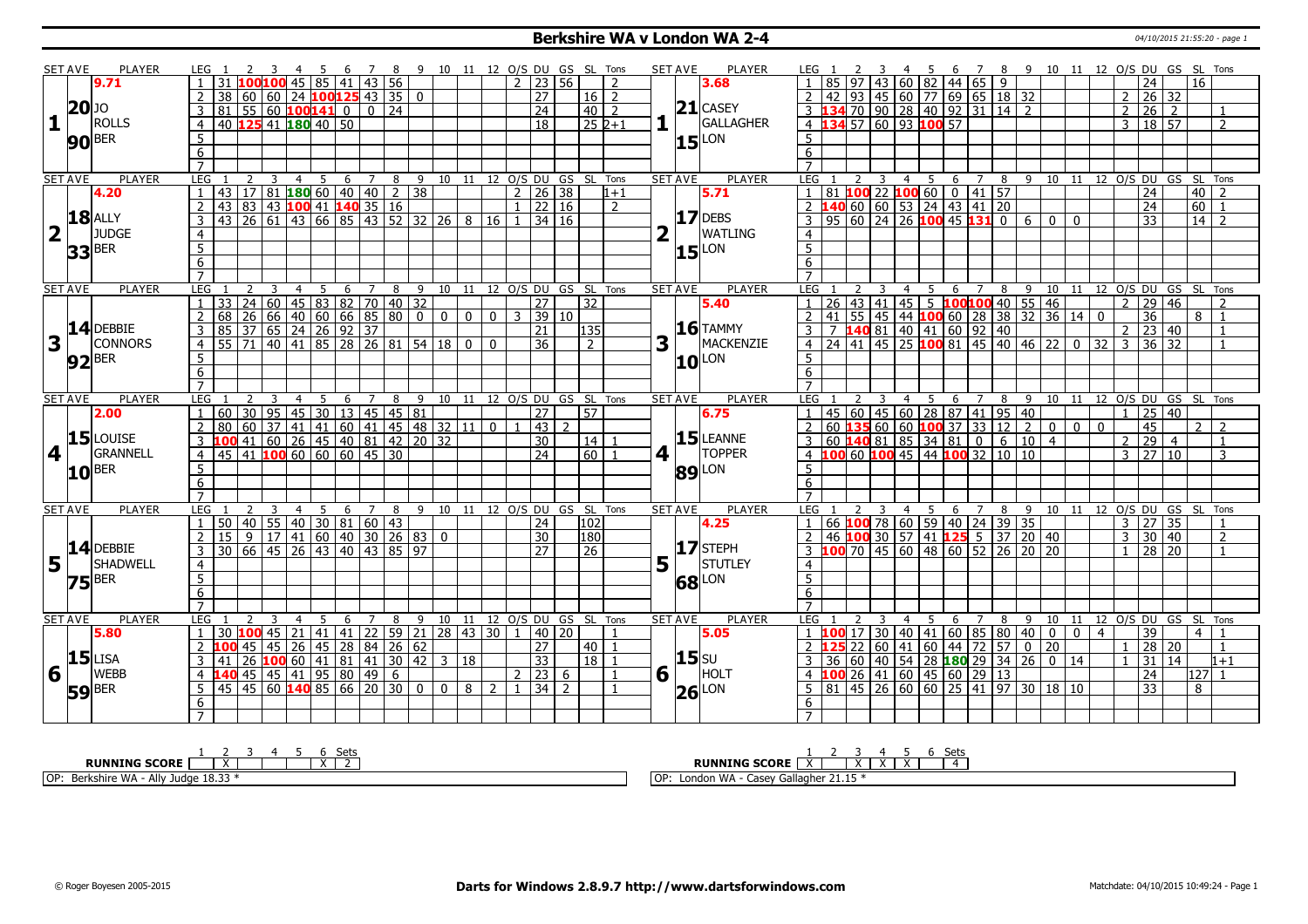# Berkshire WA v London WA 2-4

## Set 1

| SET AVE | PLAYER | LEG | 1 | 2 | 3 | 4 | 5 | 6 | 7 | 8 | 9 | 10 | 11 | 12 | O/S | DU | GS | SL | Tons |
|---|---|---|---|---|---|---|---|---|---|---|---|---|---|---|---|---|---|---|---|
| 9.71 | JO ROLLS | 1 | 31 | 100 | 100 | 45 | 85 | 41 | 43 | 56 | | | | | 2 | 23 | 56 | | 2 |
| 20.90 | BER | 2 | 38 | 60 | 60 | 24 | 100 | 125 | 43 | 35 | 0 | | | | | 27 | | 16 | 2 |
| | | 3 | 81 | 55 | 60 | 100 | 141 | 0 | 0 | 24 | | | | | | 24 | | 40 | 2 |
| | | 4 | 40 | 125 | 41 | 180 | 40 | 50 | | | | | | | | 18 | | 25 | 2+1 |

| SET AVE | PLAYER | LEG | 1 | 2 | 3 | 4 | 5 | 6 | 7 | 8 | 9 | 10 | 11 | 12 | O/S | DU | GS | SL | Tons |
|---|---|---|---|---|---|---|---|---|---|---|---|---|---|---|---|---|---|---|---|
| 3.68 | CASEY GALLAGHER | 1 | 85 | 97 | 43 | 60 | 82 | 44 | 65 | 9 | | | | | | 24 | | 16 | |
| 21.15 | LON | 2 | 42 | 93 | 45 | 60 | 77 | 69 | 65 | 18 | 32 | | | | 2 | 26 | 32 | | |
| | | 3 | 134 | 70 | 90 | 28 | 40 | 92 | 31 | 14 | 2 | | | | 2 | 26 | 2 | | 1 |
| | | 4 | 134 | 57 | 60 | 93 | 100 | 57 | | | | | | | 3 | 18 | 57 | | 2 |

## Set 2

| SET AVE | PLAYER | LEG | 1 | 2 | 3 | 4 | 5 | 6 | 7 | 8 | 9 | 10 | 11 | 12 | O/S | DU | GS | SL | Tons |
|---|---|---|---|---|---|---|---|---|---|---|---|---|---|---|---|---|---|---|---|
| 4.20 | ALLY JUDGE | 1 | 43 | 17 | 81 | 180 | 60 | 40 | 40 | 2 | 38 | | | | 2 | 26 | 38 | | 1+1 |
| 18.33 | BER | 2 | 43 | 83 | 43 | 100 | 41 | 140 | 35 | 16 | | | | | 1 | 22 | 16 | | 2 |
| | | 3 | 43 | 26 | 61 | 43 | 66 | 85 | 43 | 52 | 32 | 26 | 8 | 16 | 1 | 34 | 16 | | |

| SET AVE | PLAYER | LEG | 1 | 2 | 3 | 4 | 5 | 6 | 7 | 8 | 9 | 10 | 11 | 12 | O/S | DU | GS | SL | Tons |
|---|---|---|---|---|---|---|---|---|---|---|---|---|---|---|---|---|---|---|---|
| 5.71 | DEBS WATLING | 1 | 81 | 100 | 22 | 100 | 60 | 0 | 41 | 57 | | | | | | 24 | | 40 | 2 |
| 17.15 | LON | 2 | 140 | 60 | 60 | 53 | 24 | 43 | 41 | 20 | | | | | | 24 | | 60 | 1 |
| | | 3 | 95 | 60 | 24 | 26 | 100 | 45 | 131 | 0 | 6 | 0 | 0 | | | 33 | | 14 | 2 |

## Set 3

| SET AVE | PLAYER | LEG | 1 | 2 | 3 | 4 | 5 | 6 | 7 | 8 | 9 | 10 | 11 | 12 | O/S | DU | GS | SL | Tons |
|---|---|---|---|---|---|---|---|---|---|---|---|---|---|---|---|---|---|---|---|
| | DEBBIE CONNORS | 1 | 33 | 24 | 60 | 45 | 83 | 82 | 70 | 40 | 32 | | | | | 27 | | 32 | |
| 14.92 | BER | 2 | 68 | 26 | 66 | 40 | 60 | 66 | 85 | 80 | 0 | 0 | 0 | 0 | 3 | 39 | 10 | | |
| | | 3 | 85 | 37 | 65 | 24 | 26 | 92 | 37 | | | | | | | 21 | | 135 | |
| | | 4 | 55 | 71 | 40 | 41 | 85 | 28 | 26 | 81 | 54 | 18 | 0 | 0 | | 36 | | 2 | |

| SET AVE | PLAYER | LEG | 1 | 2 | 3 | 4 | 5 | 6 | 7 | 8 | 9 | 10 | 11 | 12 | O/S | DU | GS | SL | Tons |
|---|---|---|---|---|---|---|---|---|---|---|---|---|---|---|---|---|---|---|---|
| 5.40 | TAMMY MACKENZIE | 1 | 26 | 43 | 41 | 45 | 5 | 100 | 100 | 40 | 55 | 46 | | | 2 | 29 | 46 | | 2 |
| 16.10 | LON | 2 | 41 | 55 | 45 | 44 | 100 | 60 | 28 | 38 | 32 | 36 | 14 | 0 | | 36 | | 8 | 1 |
| | | 3 | 7 | 140 | 81 | 40 | 41 | 60 | 92 | 40 | | | | | 2 | 23 | 40 | | 1 |
| | | 4 | 24 | 41 | 45 | 25 | 100 | 81 | 45 | 40 | 46 | 22 | 0 | 32 | 3 | 36 | 32 | | 1 |

## Set 4

| SET AVE | PLAYER | LEG | 1 | 2 | 3 | 4 | 5 | 6 | 7 | 8 | 9 | 10 | 11 | 12 | O/S | DU | GS | SL | Tons |
|---|---|---|---|---|---|---|---|---|---|---|---|---|---|---|---|---|---|---|---|
| 2.00 | LOUISE GRANNELL | 1 | 60 | 30 | 95 | 45 | 30 | 13 | 45 | 45 | 81 | | | | | 27 | | 57 | |
| 15.10 | BER | 2 | 80 | 60 | 37 | 41 | 41 | 60 | 41 | 45 | 48 | 32 | 11 | 0 | 1 | 43 | 2 | | |
| | | 3 | 100 | 41 | 60 | 26 | 45 | 40 | 81 | 42 | 20 | 32 | | | | 30 | | 14 | 1 |
| | | 4 | 45 | 41 | 100 | 60 | 60 | 60 | 45 | 30 | | | | | | 24 | | 60 | 1 |

| SET AVE | PLAYER | LEG | 1 | 2 | 3 | 4 | 5 | 6 | 7 | 8 | 9 | 10 | 11 | 12 | O/S | DU | GS | SL | Tons |
|---|---|---|---|---|---|---|---|---|---|---|---|---|---|---|---|---|---|---|---|
| 6.75 | LEANNE TOPPER | 1 | 45 | 60 | 45 | 60 | 28 | 87 | 41 | 95 | 40 | | | | 1 | 25 | 40 | | |
| 15.89 | LON | 2 | 60 | 135 | 60 | 60 | 100 | 37 | 33 | 12 | 2 | 0 | 0 | 0 | | 45 | | 2 | 2 |
| | | 3 | 60 | 140 | 81 | 85 | 34 | 81 | 0 | 6 | 10 | 4 | | | 2 | 29 | 4 | | 1 |
| | | 4 | 100 | 60 | 100 | 45 | 44 | 100 | 32 | 10 | 10 | | | | 3 | 27 | 10 | | 3 |

## Set 5

| SET AVE | PLAYER | LEG | 1 | 2 | 3 | 4 | 5 | 6 | 7 | 8 | 9 | 10 | 11 | 12 | O/S | DU | GS | SL | Tons |
|---|---|---|---|---|---|---|---|---|---|---|---|---|---|---|---|---|---|---|---|
| | DEBBIE SHADWELL | 1 | 50 | 40 | 55 | 40 | 30 | 81 | 60 | 43 | | | | | | 24 | | 102 | |
| 14.75 | BER | 2 | 15 | 9 | 17 | 41 | 60 | 40 | 30 | 26 | 83 | 0 | | | | 30 | | 180 | |
| | | 3 | 30 | 66 | 45 | 26 | 43 | 40 | 43 | 85 | 97 | | | | | 27 | | 26 | |

| SET AVE | PLAYER | LEG | 1 | 2 | 3 | 4 | 5 | 6 | 7 | 8 | 9 | 10 | 11 | 12 | O/S | DU | GS | SL | Tons |
|---|---|---|---|---|---|---|---|---|---|---|---|---|---|---|---|---|---|---|---|
| 4.25 | STEPH STUTLEY | 1 | 66 | 100 | 78 | 60 | 59 | 40 | 24 | 39 | 35 | | | | 3 | 27 | 35 | | 1 |
| 17.68 | LON | 2 | 46 | 100 | 30 | 57 | 41 | 125 | 5 | 37 | 20 | 40 | | | 3 | 30 | 40 | | 2 |
| | | 3 | 100 | 70 | 45 | 60 | 48 | 60 | 52 | 26 | 20 | 20 | | | 1 | 28 | 20 | | 1 |

## Set 6

| SET AVE | PLAYER | LEG | 1 | 2 | 3 | 4 | 5 | 6 | 7 | 8 | 9 | 10 | 11 | 12 | O/S | DU | GS | SL | Tons |
|---|---|---|---|---|---|---|---|---|---|---|---|---|---|---|---|---|---|---|---|
| 5.80 | LISA WEBB | 1 | 30 | 100 | 45 | 21 | 41 | 41 | 22 | 59 | 21 | 28 | 43 | 30 | 1 | 40 | 20 | | 1 |
| 15.59 | BER | 2 | 100 | 45 | 45 | 26 | 45 | 28 | 84 | 26 | 62 | | | | | 27 | | 40 | 1 |
| | | 3 | 41 | 26 | 100 | 60 | 41 | 81 | 41 | 30 | 42 | 3 | 18 | | | 33 | | 18 | 1 |
| | | 4 | 140 | 45 | 45 | 41 | 95 | 80 | 49 | 6 | | | | | 2 | 23 | 6 | | 1 |
| | | 5 | 45 | 45 | 60 | 140 | 85 | 66 | 20 | 30 | 0 | 0 | 8 | 2 | 1 | 34 | 2 | | 1 |

| SET AVE | PLAYER | LEG | 1 | 2 | 3 | 4 | 5 | 6 | 7 | 8 | 9 | 10 | 11 | 12 | O/S | DU | GS | SL | Tons |
|---|---|---|---|---|---|---|---|---|---|---|---|---|---|---|---|---|---|---|---|
| 5.05 | SU HOLT | 1 | 100 | 17 | 30 | 40 | 41 | 60 | 85 | 80 | 40 | 0 | 0 | 4 | | 39 | | 4 | 1 |
| 15.26 | LON | 2 | 125 | 22 | 60 | 41 | 60 | 44 | 72 | 57 | 0 | 20 | | | 1 | 28 | 20 | | 1 |
| | | 3 | 36 | 60 | 40 | 54 | 28 | 180 | 29 | 34 | 26 | 0 | 14 | | 1 | 31 | 14 | | 1+1 |
| | | 4 | 100 | 26 | 41 | 60 | 45 | 60 | 29 | 13 | | | | | | 24 | | 127 | 1 |
| | | 5 | 81 | 45 | 26 | 60 | 60 | 25 | 41 | 97 | 30 | 18 | 10 | | | 33 | | 8 | |

| RUNNING SCORE | 1 | 2 | 3 | 4 | 5 | 6 | Sets |
|---|---|---|---|---|---|---|---|
| Berkshire WA | | X | | | | X | 2 |
| London WA | X | | X | X | X | | 4 |

OP: Berkshire WA - Ally Judge 18.33 *

OP: London WA - Casey Gallagher 21.15 *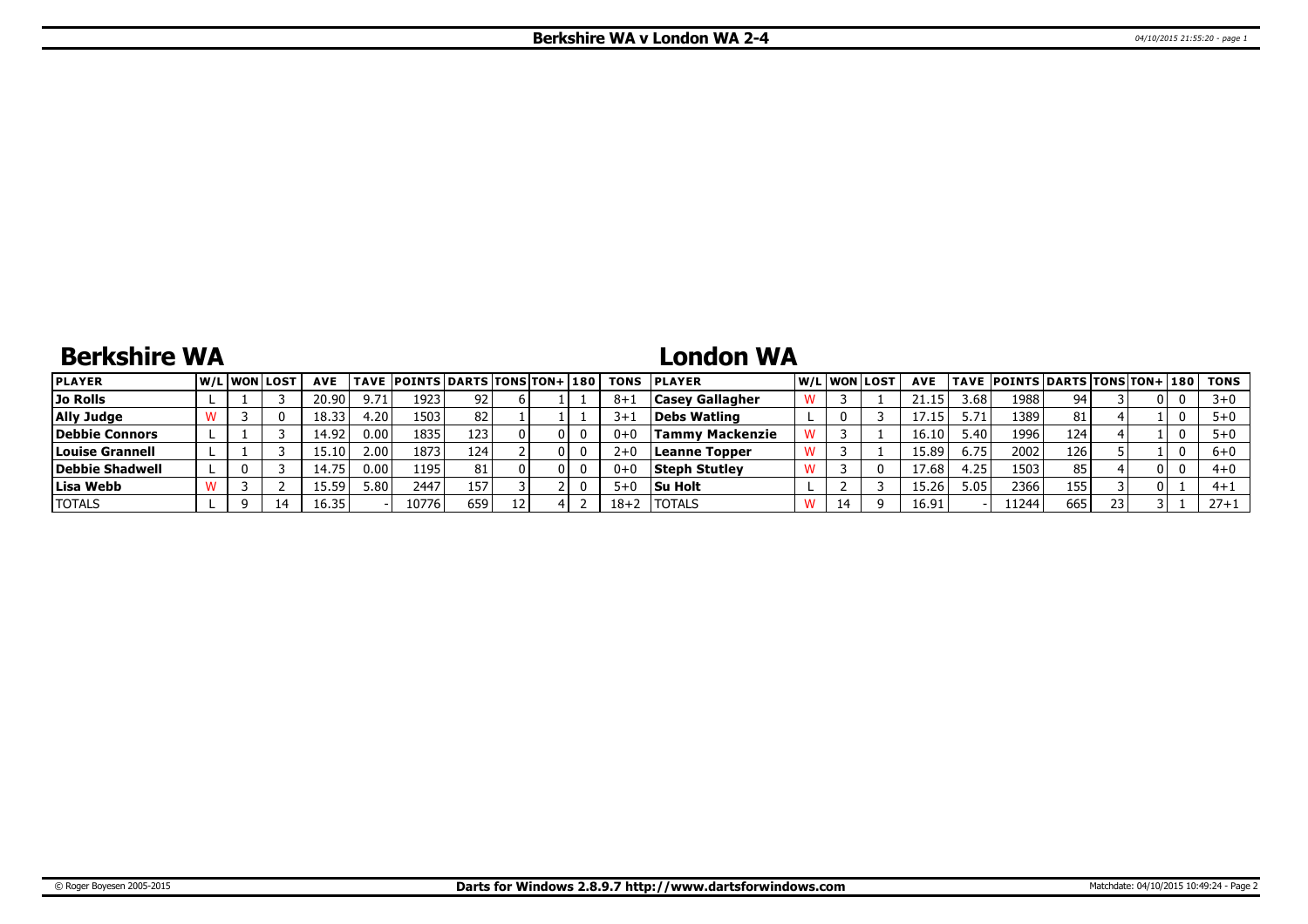# Berkshire WA v London WA 2-4

## Berkshire WA

| PLAYER | W/L | WON | LOST | AVE | TAVE | POINTS | DARTS | TONS | TON+ | 180 | TONS |
|---|---|---|---|---|---|---|---|---|---|---|---|
| Jo Rolls | L | 1 | 3 | 20.90 | 9.71 | 1923 | 92 | 6 | 1 | 1 | 8+1 |
| Ally Judge | W | 3 | 0 | 18.33 | 4.20 | 1503 | 82 | 1 | 1 | 1 | 3+1 |
| Debbie Connors | L | 1 | 3 | 14.92 | 0.00 | 1835 | 123 | 0 | 0 | 0 | 0+0 |
| Louise Grannell | L | 1 | 3 | 15.10 | 2.00 | 1873 | 124 | 2 | 0 | 0 | 2+0 |
| Debbie Shadwell | L | 0 | 3 | 14.75 | 0.00 | 1195 | 81 | 0 | 0 | 0 | 0+0 |
| Lisa Webb | W | 3 | 2 | 15.59 | 5.80 | 2447 | 157 | 3 | 2 | 0 | 5+0 |
| TOTALS | L | 9 | 14 | 16.35 | - | 10776 | 659 | 12 | 4 | 2 | 18+2 |

## London WA

| PLAYER | W/L | WON | LOST | AVE | TAVE | POINTS | DARTS | TONS | TON+ | 180 | TONS |
|---|---|---|---|---|---|---|---|---|---|---|---|
| Casey Gallagher | W | 3 | 1 | 21.15 | 3.68 | 1988 | 94 | 3 | 0 | 0 | 3+0 |
| Debs Watling | L | 0 | 3 | 17.15 | 5.71 | 1389 | 81 | 4 | 1 | 0 | 5+0 |
| Tammy Mackenzie | W | 3 | 1 | 16.10 | 5.40 | 1996 | 124 | 4 | 1 | 0 | 5+0 |
| Leanne Topper | W | 3 | 1 | 15.89 | 6.75 | 2002 | 126 | 5 | 1 | 0 | 6+0 |
| Steph Stutley | W | 3 | 0 | 17.68 | 4.25 | 1503 | 85 | 4 | 0 | 0 | 4+0 |
| Su Holt | L | 2 | 3 | 15.26 | 5.05 | 2366 | 155 | 3 | 0 | 1 | 4+1 |
| TOTALS | W | 14 | 9 | 16.91 | - | 11244 | 665 | 23 | 3 | 1 | 27+1 |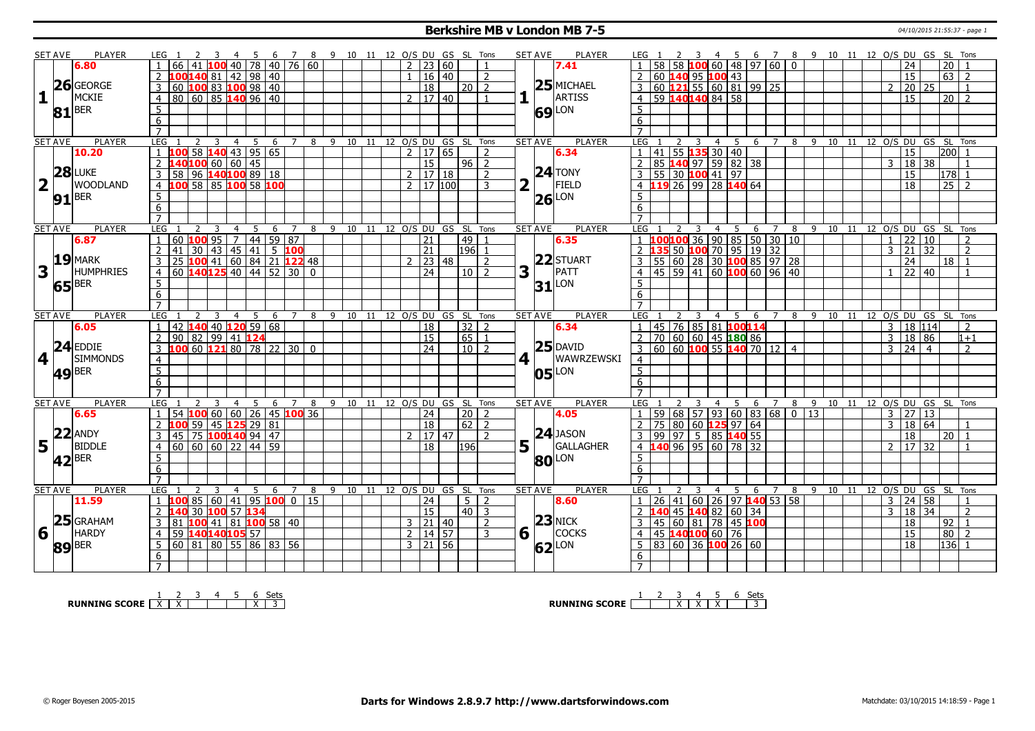# Berkshire MB v London MB 7-5

04/10/2015 21:55:37 - page 1

| SET AVE | PLAYER | LEG | 1 | 2 | 3 | 4 | 5 | 6 | 7 | 8 | 9 | 10 | 11 | 12 | O/S | DU | GS | SL | Tons | SET AVE | PLAYER | LEG | 1 | 2 | 3 | 4 | 5 | 6 | 7 | 8 | 9 | 10 | 11 | 12 | O/S | DU | GS | SL | Tons |
|---|---|---|---|---|---|---|---|---|---|---|---|---|---|---|---|---|---|---|---|---|---|---|---|---|---|---|---|---|---|---|---|---|---|---|---|---|---|---|---|
| 1 | 6.80 / 26.81 GEORGE MCKIE BER | 1 | 66 | 41 | 100 | 40 | 78 | 40 | 76 | 60 | | | | | 2 | 23 | 60 | | 1 | 1 | 7.41 / 25.69 MICHAEL ARTISS LON | 1 | 58 | 58 | 100 | 60 | 48 | 97 | 60 | 0 | | | | | | 24 | | 20 | 1 |
| | | 2 | 100 | 140 | 81 | 42 | 98 | 40 | | | | | | | 1 | 16 | 40 | | 2 | | | 2 | 60 | 140 | 95 | 100 | 43 | | | | | | | | | 15 | | 63 | 2 |
| | | 3 | 60 | 100 | 83 | 100 | 98 | 40 | | | | | | | | 18 | | 20 | 2 | | | 3 | 60 | 121 | 55 | 60 | 81 | 99 | 25 | | | | | | 2 | 20 | 25 | | 1 |
| | | 4 | 80 | 60 | 85 | 140 | 96 | 40 | | | | | | | 2 | 17 | 40 | | 1 | | | 4 | 59 | 140 | 140 | 84 | 58 | | | | | | | | | 15 | | 20 | 2 |
| 2 | 10.20 / 28.91 LUKE WOODLAND BER | 1 | 100 | 58 | 140 | 43 | 95 | 65 | | | | | | | 2 | 17 | 65 | | 2 | 2 | 6.34 / 24.26 TONY FIELD LON | 1 | 41 | 55 | 135 | 30 | 40 | | | | | | | | | 15 | | 200 | 1 |
| | | 2 | 140 | 100 | 60 | 60 | 45 | | | | | | | | | 15 | | 96 | 2 | | | 2 | 85 | 140 | 97 | 59 | 82 | 38 | | | | | | | 3 | 18 | 38 | | 1 |
| | | 3 | 58 | 96 | 140 | 100 | 89 | 18 | | | | | | | 2 | 17 | 18 | | 2 | | | 3 | 55 | 30 | 100 | 41 | 97 | | | | | | | | | 15 | | 178 | 1 |
| | | 4 | 100 | 58 | 85 | 100 | 58 | 100 | | | | | | | 2 | 17 | 100 | | 3 | | | 4 | 119 | 26 | 99 | 28 | 140 | 64 | | | | | | | | 18 | | 25 | 2 |
| 3 | 6.87 / 19.65 MARK HUMPHRIES BER | 1 | 60 | 100 | 95 | 7 | 44 | 59 | 87 | | | | | | | 21 | | 49 | 1 | 3 | 6.35 / 22.31 STUART PATT LON | 1 | 100 | 100 | 36 | 90 | 85 | 50 | 30 | 10 | | | | | 1 | 22 | 10 | | 2 |
| | | 2 | 41 | 30 | 43 | 45 | 41 | 5 | 100 | | | | | | | 21 | | 196 | 1 | | | 2 | 135 | 50 | 100 | 70 | 95 | 19 | 32 | | | | | | 3 | 21 | 32 | | 2 |
| | | 3 | 25 | 100 | 41 | 60 | 84 | 21 | 122 | 48 | | | | | 2 | 23 | 48 | | 2 | | | 3 | 55 | 60 | 28 | 30 | 100 | 85 | 97 | 28 | | | | | | 24 | | 18 | 1 |
| | | 4 | 60 | 140 | 125 | 40 | 44 | 52 | 30 | 0 | | | | | | 24 | | 10 | 2 | | | 4 | 45 | 59 | 41 | 60 | 100 | 60 | 96 | 40 | | | | | 1 | 22 | 40 | | 1 |
| 4 | 6.05 / 24.49 EDDIE SIMMONDS BER | 1 | 42 | 140 | 40 | 120 | 59 | 68 | | | | | | | | 18 | | 32 | 2 | 4 | 6.34 / 25.05 DAVID WAWRZEWSKI LON | 1 | 45 | 76 | 85 | 81 | 100 | 114 | | | | | | | 3 | 18 | 114 | | 2 |
| | | 2 | 90 | 82 | 99 | 41 | 124 | | | | | | | | | 15 | | 65 | 1 | | | 2 | 70 | 60 | 60 | 45 | 180 | 86 | | | | | | | 3 | 18 | 86 | | 1+1 |
| | | 3 | 100 | 60 | 121 | 80 | 78 | 22 | 30 | 0 | | | | | | 24 | | 10 | 2 | | | 3 | 60 | 60 | 100 | 55 | 140 | 70 | 12 | 4 | | | | | 3 | 24 | 4 | | 2 |
| 5 | 6.65 / 22.42 ANDY BIDDLE BER | 1 | 54 | 100 | 60 | 60 | 26 | 45 | 100 | 36 | | | | | | 24 | | 20 | 2 | 5 | 4.05 / 24.80 JASON GALLAGHER LON | 1 | 59 | 68 | 57 | 93 | 60 | 83 | 68 | 0 | 13 | | | | 3 | 27 | 13 | | |
| | | 2 | 100 | 59 | 45 | 125 | 29 | 81 | | | | | | | | 18 | | 62 | 2 | | | 2 | 75 | 80 | 60 | 125 | 97 | 64 | | | | | | | 3 | 18 | 64 | | 1 |
| | | 3 | 45 | 75 | 100 | 140 | 94 | 47 | | | | | | | 2 | 17 | 47 | | 2 | | | 3 | 99 | 97 | 5 | 85 | 140 | 55 | | | | | | | | 18 | | 20 | 1 |
| | | 4 | 60 | 60 | 60 | 22 | 44 | 59 | | | | | | | | 18 | | 196 | | | | 4 | 140 | 96 | 95 | 60 | 78 | 32 | | | | | | | 2 | 17 | 32 | | 1 |
| 6 | 11.59 / 25.89 GRAHAM HARDY BER | 1 | 100 | 85 | 60 | 41 | 95 | 100 | 0 | 15 | | | | | | 24 | | 5 | 2 | 6 | 8.60 / 23.62 NICK COCKS LON | 1 | 26 | 41 | 60 | 26 | 97 | 140 | 53 | 58 | | | | | 3 | 24 | 58 | | 1 |
| | | 2 | 140 | 30 | 100 | 57 | 134 | | | | | | | | | 15 | | 40 | 3 | | | 2 | 140 | 45 | 140 | 82 | 60 | 34 | | | | | | | 3 | 18 | 34 | | 2 |
| | | 3 | 81 | 100 | 41 | 81 | 100 | 58 | 40 | | | | | | 3 | 21 | 40 | | 2 | | | 3 | 45 | 60 | 81 | 78 | 45 | 100 | | | | | | | | 18 | | 92 | 1 |
| | | 4 | 59 | 140 | 140 | 105 | 57 | | | | | | | | 2 | 14 | 57 | | 3 | | | 4 | 45 | 140 | 100 | 60 | 76 | | | | | | | | | 15 | | 80 | 2 |
| | | 5 | 60 | 81 | 80 | 55 | 86 | 83 | 56 | | | | | | 3 | 21 | 56 | | | | | 5 | 83 | 60 | 36 | 100 | 26 | 60 | | | | | | | | 18 | | 136 | 1 |

| RUNNING SCORE | 1 | 2 | 3 | 4 | 5 | 6 | Sets |
|---|---|---|---|---|---|---|---|
| Berkshire | X | X | | | | X | 3 |
| London | | | X | X | X | | 3 |

© Roger Boyesen 2005-2015 — Darts for Windows 2.8.9.7 http://www.dartsforwindows.com — Matchdate: 03/10/2015 14:18:59 - Page 1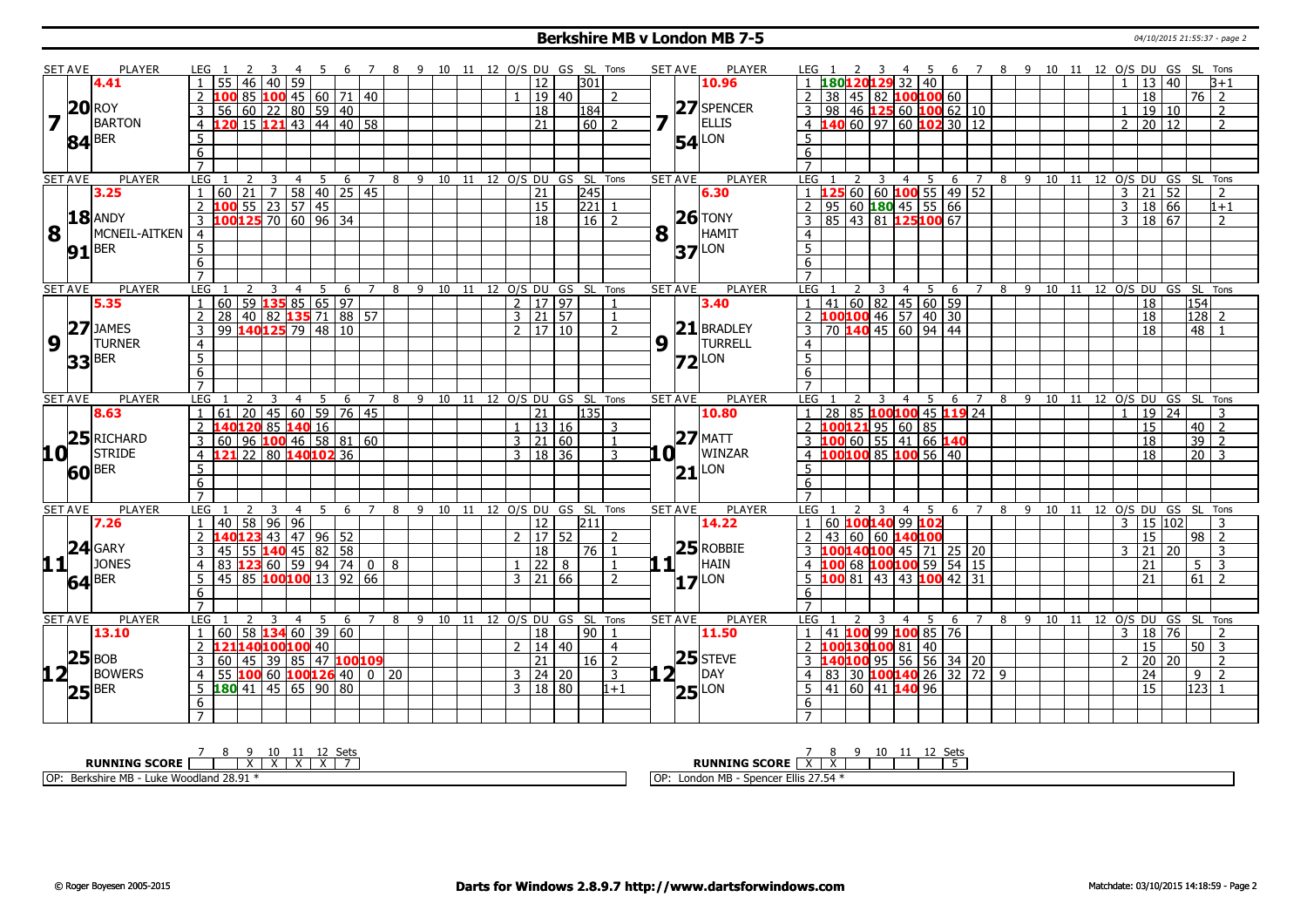# Berkshire MB v London MB 7-5

04/10/2015 21:55:37 - page 2

## Set 7

| SET AVE | PLAYER | LEG | 1 | 2 | 3 | 4 | 5 | 6 | 7 | 8 | 9 | 10 | 11 | 12 | O/S | DU | GS | SL | Tons |
|---|---|---|---|---|---|---|---|---|---|---|---|---|---|---|---|---|---|---|---|
| 4.41 | ROY BARTON (BER) | 1 | 55 | 46 | 40 | 59 | | | | | | | | | | 12 | | 301 | |
| 20 | | 2 | 100 | 85 | 100 | 45 | 60 | 71 | 40 | | | | | | 1 | 19 | 40 | | 2 |
| 84 | | 3 | 56 | 60 | 22 | 80 | 59 | 40 | | | | | | | | 18 | | 184 | |
| | | 4 | 120 | 15 | 121 | 43 | 44 | 40 | 58 | | | | | | | 21 | | 60 | 2 |

| SET AVE | PLAYER | LEG | 1 | 2 | 3 | 4 | 5 | 6 | 7 | 8 | 9 | 10 | 11 | 12 | O/S | DU | GS | SL | Tons |
|---|---|---|---|---|---|---|---|---|---|---|---|---|---|---|---|---|---|---|---|
| 10.96 | SPENCER ELLIS (LON) | 1 | 180 | 120 | 129 | 32 | 40 | | | | | | | | 1 | 13 | 40 | | 3+1 |
| 27 | | 2 | 38 | 45 | 82 | 100 | 100 | 60 | | | | | | | | 18 | | 76 | 2 |
| 54 | | 3 | 98 | 46 | 125 | 60 | 100 | 62 | 10 | | | | | | 1 | 19 | 10 | | 2 |
| | | 4 | 140 | 60 | 97 | 60 | 102 | 30 | 12 | | | | | | 2 | 20 | 12 | | 2 |

## Set 8

| SET AVE | PLAYER | LEG | 1 | 2 | 3 | 4 | 5 | 6 | 7 | 8 | 9 | 10 | 11 | 12 | O/S | DU | GS | SL | Tons |
|---|---|---|---|---|---|---|---|---|---|---|---|---|---|---|---|---|---|---|---|
| 3.25 | ANDY MCNEIL-AITKEN (BER) | 1 | 60 | 21 | 7 | 58 | 40 | 25 | 45 | | | | | | | 21 | | 245 | |
| 18 | | 2 | 100 | 55 | 23 | 57 | 45 | | | | | | | | | 15 | | 221 | 1 |
| 91 | | 3 | 100 | 125 | 70 | 60 | 96 | 34 | | | | | | | | 18 | | 16 | 2 |

| SET AVE | PLAYER | LEG | 1 | 2 | 3 | 4 | 5 | 6 | 7 | 8 | 9 | 10 | 11 | 12 | O/S | DU | GS | SL | Tons |
|---|---|---|---|---|---|---|---|---|---|---|---|---|---|---|---|---|---|---|---|
| 6.30 | TONY HAMIT (LON) | 1 | 125 | 60 | 60 | 100 | 55 | 49 | 52 | | | | | | 3 | 21 | 52 | | 2 |
| 26 | | 2 | 95 | 60 | 180 | 45 | 55 | 66 | | | | | | | 3 | 18 | 66 | | 1+1 |
| 37 | | 3 | 85 | 43 | 81 | 125 | 100 | 67 | | | | | | | 3 | 18 | 67 | | 2 |

## Set 9

| SET AVE | PLAYER | LEG | 1 | 2 | 3 | 4 | 5 | 6 | 7 | 8 | 9 | 10 | 11 | 12 | O/S | DU | GS | SL | Tons |
|---|---|---|---|---|---|---|---|---|---|---|---|---|---|---|---|---|---|---|---|
| 5.35 | JAMES TURNER (BER) | 1 | 60 | 59 | 135 | 85 | 65 | 97 | | | | | | | 2 | 17 | 97 | | 1 |
| 27 | | 2 | 28 | 40 | 82 | 135 | 71 | 88 | 57 | | | | | | 3 | 21 | 57 | | 1 |
| 33 | | 3 | 99 | 140 | 125 | 79 | 48 | 10 | | | | | | | 2 | 17 | 10 | | 2 |

| SET AVE | PLAYER | LEG | 1 | 2 | 3 | 4 | 5 | 6 | 7 | 8 | 9 | 10 | 11 | 12 | O/S | DU | GS | SL | Tons |
|---|---|---|---|---|---|---|---|---|---|---|---|---|---|---|---|---|---|---|---|
| 3.40 | BRADLEY TURRELL (LON) | 1 | 41 | 60 | 82 | 45 | 60 | 59 | | | | | | | | 18 | | 154 | |
| 21 | | 2 | 100 | 100 | 46 | 57 | 40 | 30 | | | | | | | | 18 | | 128 | 2 |
| 72 | | 3 | 70 | 140 | 45 | 60 | 94 | 44 | | | | | | | | 18 | | 48 | 1 |

## Set 10

| SET AVE | PLAYER | LEG | 1 | 2 | 3 | 4 | 5 | 6 | 7 | 8 | 9 | 10 | 11 | 12 | O/S | DU | GS | SL | Tons |
|---|---|---|---|---|---|---|---|---|---|---|---|---|---|---|---|---|---|---|---|
| 8.63 | RICHARD STRIDE (BER) | 1 | 61 | 20 | 45 | 60 | 59 | 76 | 45 | | | | | | | 21 | | 135 | |
| 25 | | 2 | 140 | 120 | 85 | 140 | 16 | | | | | | | | 1 | 13 | 16 | | 3 |
| 60 | | 3 | 60 | 96 | 100 | 46 | 58 | 81 | 60 | | | | | | 3 | 21 | 60 | | 1 |
| | | 4 | 121 | 22 | 80 | 140 | 102 | 36 | | | | | | | 3 | 18 | 36 | | 3 |

| SET AVE | PLAYER | LEG | 1 | 2 | 3 | 4 | 5 | 6 | 7 | 8 | 9 | 10 | 11 | 12 | O/S | DU | GS | SL | Tons |
|---|---|---|---|---|---|---|---|---|---|---|---|---|---|---|---|---|---|---|---|
| 10.80 | MATT WINZAR (LON) | 1 | 28 | 85 | 100 | 100 | 45 | 119 | 24 | | | | | | 1 | 19 | 24 | | 3 |
| 27 | | 2 | 100 | 121 | 95 | 60 | 85 | | | | | | | | | 15 | | 40 | 2 |
| 21 | | 3 | 100 | 60 | 55 | 41 | 66 | 140 | | | | | | | | 18 | | 39 | 2 |
| | | 4 | 100 | 100 | 85 | 100 | 56 | 40 | | | | | | | | 18 | | 20 | 3 |

## Set 11

| SET AVE | PLAYER | LEG | 1 | 2 | 3 | 4 | 5 | 6 | 7 | 8 | 9 | 10 | 11 | 12 | O/S | DU | GS | SL | Tons |
|---|---|---|---|---|---|---|---|---|---|---|---|---|---|---|---|---|---|---|---|
| 7.26 | GARY JONES (BER) | 1 | 40 | 58 | 96 | 96 | | | | | | | | | | 12 | | 211 | |
| 24 | | 2 | 140 | 123 | 43 | 47 | 96 | 52 | | | | | | | 2 | 17 | 52 | | 2 |
| 64 | | 3 | 45 | 55 | 140 | 45 | 82 | 58 | | | | | | | | 18 | | 76 | 1 |
| | | 4 | 83 | 123 | 60 | 59 | 94 | 74 | 0 | 8 | | | | | 1 | 22 | 8 | | 1 |
| | | 5 | 45 | 85 | 100 | 100 | 13 | 92 | 66 | | | | | | 3 | 21 | 66 | | 2 |

| SET AVE | PLAYER | LEG | 1 | 2 | 3 | 4 | 5 | 6 | 7 | 8 | 9 | 10 | 11 | 12 | O/S | DU | GS | SL | Tons |
|---|---|---|---|---|---|---|---|---|---|---|---|---|---|---|---|---|---|---|---|
| 14.22 | ROBBIE HAIN (LON) | 1 | 60 | 100 | 140 | 99 | 102 | | | | | | | | 3 | 15 | 102 | | 3 |
| 25 | | 2 | 43 | 60 | 60 | 140 | 100 | | | | | | | | | 15 | | 98 | 2 |
| 17 | | 3 | 100 | 140 | 100 | 45 | 71 | 25 | 20 | | | | | | 3 | 21 | 20 | | 3 |
| | | 4 | 100 | 68 | 100 | 100 | 59 | 54 | 15 | | | | | | | 21 | | 5 | 3 |
| | | 5 | 100 | 81 | 43 | 43 | 100 | 42 | 31 | | | | | | | 21 | | 61 | 2 |

## Set 12

| SET AVE | PLAYER | LEG | 1 | 2 | 3 | 4 | 5 | 6 | 7 | 8 | 9 | 10 | 11 | 12 | O/S | DU | GS | SL | Tons |
|---|---|---|---|---|---|---|---|---|---|---|---|---|---|---|---|---|---|---|---|
| 13.10 | BOB BOWERS (BER) | 1 | 60 | 58 | 134 | 60 | 39 | 60 | | | | | | | | 18 | | 90 | 1 |
| 25 | | 2 | 121 | 140 | 100 | 100 | 40 | | | | | | | | 2 | 14 | 40 | | 4 |
| 25 | | 3 | 60 | 45 | 39 | 85 | 47 | 100 | 109 | | | | | | | 21 | | 16 | 2 |
| | | 4 | 55 | 100 | 60 | 100 | 126 | 40 | 0 | 20 | | | | | 3 | 24 | 20 | | 3 |
| | | 5 | 180 | 41 | 45 | 65 | 90 | 80 | | | | | | | 3 | 18 | 80 | | 1+1 |

| SET AVE | PLAYER | LEG | 1 | 2 | 3 | 4 | 5 | 6 | 7 | 8 | 9 | 10 | 11 | 12 | O/S | DU | GS | SL | Tons |
|---|---|---|---|---|---|---|---|---|---|---|---|---|---|---|---|---|---|---|---|
| 11.50 | STEVE DAY (LON) | 1 | 41 | 100 | 99 | 100 | 85 | 76 | | | | | | | 3 | 18 | 76 | | 2 |
| 25 | | 2 | 100 | 130 | 100 | 81 | 40 | | | | | | | | | 15 | | 50 | 3 |
| 25 | | 3 | 140 | 100 | 95 | 56 | 56 | 34 | 20 | | | | | | 2 | 20 | 20 | | 2 |
| | | 4 | 83 | 30 | 100 | 140 | 26 | 32 | 72 | 9 | | | | | | 24 | | 9 | 2 |
| | | 5 | 41 | 60 | 41 | 140 | 96 | | | | | | | | | 15 | | 123 | 1 |

## Running Score

| | 7 | 8 | 9 | 10 | 11 | 12 | Sets |
|---|---|---|---|---|---|---|---|
| Berkshire MB | | X | X | X | X | | 7 |
| London MB | X | X | | | | | 5 |

OP: Berkshire MB - Luke Woodland 28.91 *

OP: London MB - Spencer Ellis 27.54 *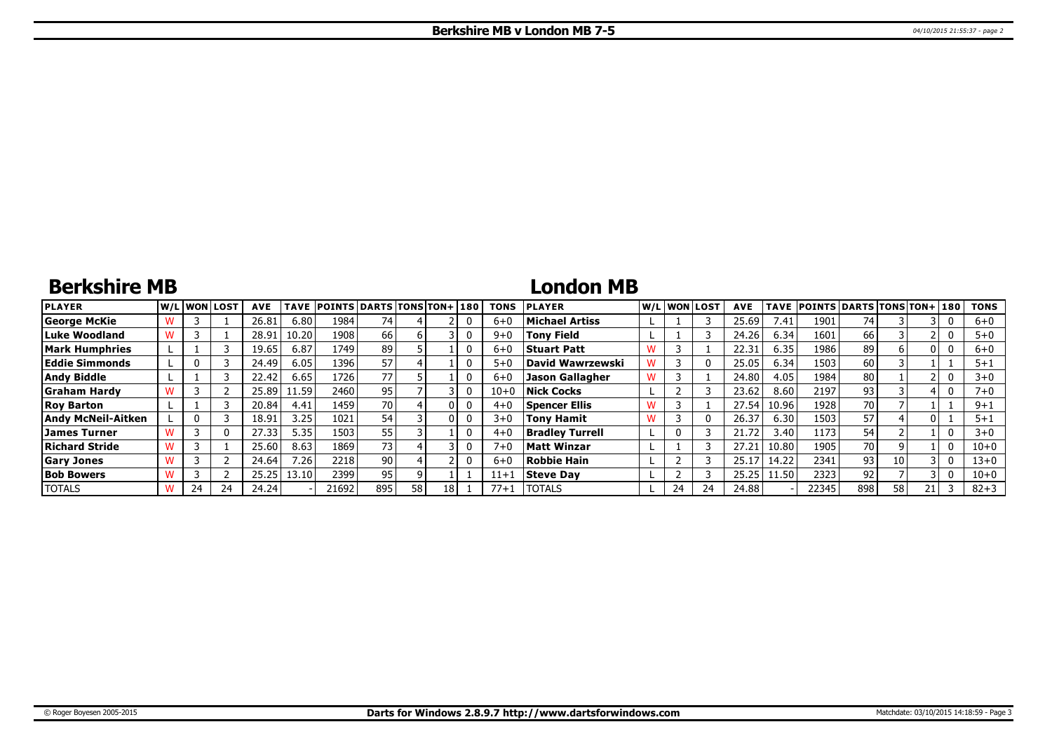# Berkshire MB v London MB 7-5

## Berkshire MB

| PLAYER | W/L | WON | LOST | AVE | TAVE | POINTS | DARTS | TONS | TON+ | 180 | TONS |
|---|---|---|---|---|---|---|---|---|---|---|---|
| George McKie | W | 3 | 1 | 26.81 | 6.80 | 1984 | 74 | 4 | 2 | 0 | 6+0 |
| Luke Woodland | W | 3 | 1 | 28.91 | 10.20 | 1908 | 66 | 6 | 3 | 0 | 9+0 |
| Mark Humphries | L | 1 | 3 | 19.65 | 6.87 | 1749 | 89 | 5 | 1 | 0 | 6+0 |
| Eddie Simmonds | L | 0 | 3 | 24.49 | 6.05 | 1396 | 57 | 4 | 1 | 0 | 5+0 |
| Andy Biddle | L | 1 | 3 | 22.42 | 6.65 | 1726 | 77 | 5 | 1 | 0 | 6+0 |
| Graham Hardy | W | 3 | 2 | 25.89 | 11.59 | 2460 | 95 | 7 | 3 | 0 | 10+0 |
| Roy Barton | L | 1 | 3 | 20.84 | 4.41 | 1459 | 70 | 4 | 0 | 0 | 4+0 |
| Andy McNeil-Aitken | L | 0 | 3 | 18.91 | 3.25 | 1021 | 54 | 3 | 0 | 0 | 3+0 |
| James Turner | W | 3 | 0 | 27.33 | 5.35 | 1503 | 55 | 3 | 1 | 0 | 4+0 |
| Richard Stride | W | 3 | 1 | 25.60 | 8.63 | 1869 | 73 | 4 | 3 | 0 | 7+0 |
| Gary Jones | W | 3 | 2 | 24.64 | 7.26 | 2218 | 90 | 4 | 2 | 0 | 6+0 |
| Bob Bowers | W | 3 | 2 | 25.25 | 13.10 | 2399 | 95 | 9 | 1 | 1 | 11+1 |
| TOTALS | W | 24 | 24 | 24.24 | - | 21692 | 895 | 58 | 18 | 1 | 77+1 |

## London MB

| PLAYER | W/L | WON | LOST | AVE | TAVE | POINTS | DARTS | TONS | TON+ | 180 | TONS |
|---|---|---|---|---|---|---|---|---|---|---|---|
| Michael Artiss | L | 1 | 3 | 25.69 | 7.41 | 1901 | 74 | 3 | 3 | 0 | 6+0 |
| Tony Field | L | 1 | 3 | 24.26 | 6.34 | 1601 | 66 | 3 | 2 | 0 | 5+0 |
| Stuart Patt | W | 3 | 1 | 22.31 | 6.35 | 1986 | 89 | 6 | 0 | 0 | 6+0 |
| David Wawrzewski | W | 3 | 0 | 25.05 | 6.34 | 1503 | 60 | 3 | 1 | 1 | 5+1 |
| Jason Gallagher | W | 3 | 1 | 24.80 | 4.05 | 1984 | 80 | 1 | 2 | 0 | 3+0 |
| Nick Cocks | L | 2 | 3 | 23.62 | 8.60 | 2197 | 93 | 3 | 4 | 0 | 7+0 |
| Spencer Ellis | W | 3 | 1 | 27.54 | 10.96 | 1928 | 70 | 7 | 1 | 1 | 9+1 |
| Tony Hamit | W | 3 | 0 | 26.37 | 6.30 | 1503 | 57 | 4 | 0 | 1 | 5+1 |
| Bradley Turrell | L | 0 | 3 | 21.72 | 3.40 | 1173 | 54 | 2 | 1 | 0 | 3+0 |
| Matt Winzar | L | 1 | 3 | 27.21 | 10.80 | 1905 | 70 | 9 | 1 | 0 | 10+0 |
| Robbie Hain | L | 2 | 3 | 25.17 | 14.22 | 2341 | 93 | 10 | 3 | 0 | 13+0 |
| Steve Day | L | 2 | 3 | 25.25 | 11.50 | 2323 | 92 | 7 | 3 | 0 | 10+0 |
| TOTALS | L | 24 | 24 | 24.88 | - | 22345 | 898 | 58 | 21 | 3 | 82+3 |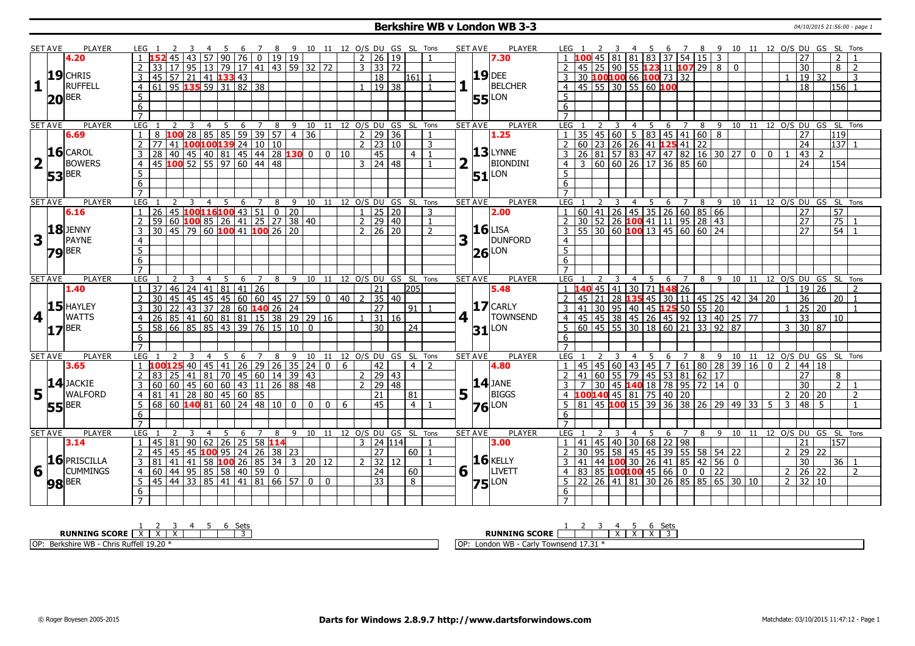# Berkshire WB v London WB 3-3

04/10/2015 21:56:00 - page 1

| SET AVE | PLAYER | LEG | 1 | 2 | 3 | 4 | 5 | 6 | 7 | 8 | 9 | 10 | 11 | 12 | O/S | DU | GS | SL | Tons | SET AVE | PLAYER | LEG | 1 | 2 | 3 | 4 | 5 | 6 | 7 | 8 | 9 | 10 | 11 | 12 | O/S | DU | GS | SL | Tons |
|---|---|---|---|---|---|---|---|---|---|---|---|---|---|---|---|---|---|---|---|---|---|---|---|---|---|---|---|---|---|---|---|---|---|---|---|---|---|---|---|
| 4.20 | | 1 | 152 | 45 | 43 | 57 | 90 | 76 | 0 | 19 | 19 | | | | 2 | 26 | 19 | | 1 | 7.30 | | 1 | 100 | 45 | 81 | 81 | 83 | 37 | 54 | 15 | 3 | | | | | 27 | | 2 | 1 |
| 19 | CHRIS RUFFELL | 2 | 33 | 17 | 95 | 13 | 79 | 17 | 41 | 43 | 59 | 32 | 72 | | 3 | 33 | 72 | | | 19 | DEE BELCHER | 2 | 45 | 25 | 90 | 55 | 123 | 11 | 107 | 29 | 8 | 0 | | | | 30 | | 8 | 2 |
| 1 | | 3 | 45 | 57 | 21 | 41 | 133 | 43 | | | | | | | | 18 | | 161 | 1 | 1 | | 3 | 30 | 100 | 100 | 66 | 100 | 73 | 32 | | | | | | 1 | 19 | 32 | | 3 |
| 20 | BER | 4 | 61 | 95 | 135 | 59 | 31 | 82 | 38 | | | | | | 1 | 19 | 38 | | 1 | 55 | LON | 4 | 45 | 55 | 30 | 55 | 60 | 100 | | | | | | | | 18 | | 156 | 1 |
| | | 5 | | | | | | | | | | | | | | | | | | | | 5 | | | | | | | | | | | | | | | | | |
| | | 6 | | | | | | | | | | | | | | | | | | | | 6 | | | | | | | | | | | | | | | | | |
| | | 7 | | | | | | | | | | | | | | | | | | | | 7 | | | | | | | | | | | | | | | | | |
| 6.69 | | 1 | 8 | 100 | 28 | 85 | 85 | 59 | 39 | 57 | 4 | 36 | | | 2 | 29 | 36 | | 1 | 1.25 | | 1 | 35 | 45 | 60 | 5 | 83 | 45 | 41 | 60 | 8 | | | | | 27 | | 119 | |
| 16 | CAROL BOWERS | 2 | 77 | 41 | 100 | 100 | 139 | 24 | 10 | 10 | | | | | 2 | 23 | 10 | | 3 | 13 | LYNNE BIONDINI | 2 | 60 | 23 | 26 | 26 | 41 | 125 | 41 | 22 | | | | | | 24 | | 137 | 1 |
| 2 | | 3 | 28 | 40 | 45 | 40 | 81 | 45 | 44 | 28 | 130 | 0 | 0 | 10 | | 45 | | 4 | 1 | 2 | | 3 | 26 | 81 | 57 | 83 | 47 | 47 | 82 | 16 | 30 | 27 | 0 | 0 | 1 | 43 | 2 | | |
| 53 | BER | 4 | 45 | 100 | 52 | 55 | 97 | 60 | 44 | 48 | | | | | 3 | 24 | 48 | | 1 | 51 | LON | 4 | 3 | 60 | 60 | 26 | 17 | 36 | 85 | 60 | | | | | | 24 | | 154 | |
| | | 5 | | | | | | | | | | | | | | | | | | | | 5 | | | | | | | | | | | | | | | | | |
| | | 6 | | | | | | | | | | | | | | | | | | | | 6 | | | | | | | | | | | | | | | | | |
| | | 7 | | | | | | | | | | | | | | | | | | | | 7 | | | | | | | | | | | | | | | | | |
| 6.16 | | 1 | 26 | 45 | 100 | 116 | 100 | 43 | 51 | 0 | 20 | | | | 1 | 25 | 20 | | 3 | 2.00 | | 1 | 60 | 41 | 26 | 45 | 35 | 26 | 60 | 85 | 66 | | | | | 27 | | 57 | |
| 18 | JENNY PAYNE | 2 | 59 | 60 | 100 | 85 | 26 | 41 | 25 | 27 | 38 | 40 | | | 2 | 29 | 40 | | 1 | 16 | LISA DUNFORD | 2 | 30 | 52 | 26 | 100 | 41 | 11 | 95 | 28 | 43 | | | | | 27 | | 75 | 1 |
| 3 | | 3 | 30 | 45 | 79 | 60 | 100 | 41 | 100 | 26 | 20 | | | | 2 | 26 | 20 | | 2 | 3 | | 3 | 55 | 30 | 60 | 100 | 13 | 45 | 60 | 60 | 24 | | | | | 27 | | 54 | 1 |
| 79 | BER | 4 | | | | | | | | | | | | | | | | | | 26 | LON | 4 | | | | | | | | | | | | | | | | | |
| | | 5 | | | | | | | | | | | | | | | | | | | | 5 | | | | | | | | | | | | | | | | | |
| | | 6 | | | | | | | | | | | | | | | | | | | | 6 | | | | | | | | | | | | | | | | | |
| | | 7 | | | | | | | | | | | | | | | | | | | | 7 | | | | | | | | | | | | | | | | | |
| 1.40 | | 1 | 37 | 46 | 24 | 41 | 81 | 41 | 26 | | | | | | | 21 | | 205 | | 5.48 | | 1 | 140 | 45 | 41 | 30 | 71 | 148 | 26 | | | | | | 1 | 19 | 26 | | 2 |
| 15 | HAYLEY WATTS | 2 | 30 | 45 | 45 | 45 | 45 | 60 | 60 | 45 | 27 | 59 | 0 | 40 | 2 | 35 | 40 | | | 17 | CARLY TOWNSEND | 2 | 45 | 21 | 28 | 135 | 45 | 30 | 11 | 45 | 25 | 42 | 34 | 20 | | 36 | | 20 | 1 |
| 4 | | 3 | 30 | 22 | 43 | 37 | 28 | 60 | 140 | 26 | 24 | | | | | 27 | | 91 | 1 | 4 | | 3 | 41 | 30 | 95 | 40 | 45 | 125 | 50 | 55 | 20 | | | | 1 | 25 | 20 | | 1 |
| 17 | BER | 4 | 26 | 85 | 41 | 60 | 81 | 81 | 15 | 38 | 29 | 29 | 16 | | 1 | 31 | 16 | | | 31 | LON | 4 | 45 | 45 | 38 | 45 | 26 | 45 | 92 | 13 | 40 | 25 | 77 | | | 33 | | 10 | |
| | | 5 | 58 | 66 | 85 | 85 | 43 | 39 | 76 | 15 | 10 | 0 | | | | 30 | | 24 | | | | 5 | 60 | 45 | 55 | 30 | 18 | 60 | 21 | 33 | 92 | 87 | | | 3 | 30 | 87 | | |
| | | 6 | | | | | | | | | | | | | | | | | | | | 6 | | | | | | | | | | | | | | | | | |
| | | 7 | | | | | | | | | | | | | | | | | | | | 7 | | | | | | | | | | | | | | | | | |
| 3.65 | | 1 | 100 | 125 | 40 | 45 | 41 | 26 | 29 | 26 | 35 | 24 | 0 | 6 | | 42 | | 4 | 2 | 4.80 | | 1 | 45 | 45 | 60 | 43 | 45 | 7 | 61 | 80 | 28 | 39 | 16 | 0 | 2 | 44 | 18 | | |
| 14 | JACKIE WALFORD | 2 | 83 | 25 | 41 | 81 | 70 | 45 | 60 | 14 | 39 | 43 | | | 2 | 29 | 43 | | | 14 | JANE BIGGS | 2 | 41 | 60 | 55 | 79 | 45 | 53 | 81 | 62 | 17 | | | | | 27 | | 8 | |
| 5 | | 3 | 60 | 60 | 45 | 60 | 60 | 43 | 11 | 26 | 88 | 48 | | | 2 | 29 | 48 | | | 5 | | 3 | 7 | 30 | 45 | 140 | 18 | 78 | 95 | 72 | 14 | 0 | | | | 30 | | 2 | 1 |
| 55 | BER | 4 | 81 | 41 | 28 | 80 | 45 | 60 | 85 | | | | | | | 21 | | 81 | | 76 | LON | 4 | 100 | 140 | 45 | 81 | 75 | 40 | 20 | | | | | | 2 | 20 | 20 | | 2 |
| | | 5 | 68 | 60 | 140 | 81 | 60 | 24 | 48 | 10 | 0 | 0 | 0 | 6 | | 45 | | 4 | 1 | | | 5 | 81 | 45 | 100 | 15 | 39 | 36 | 38 | 26 | 29 | 49 | 33 | 5 | 3 | 48 | 5 | | 1 |
| | | 6 | | | | | | | | | | | | | | | | | | | | 6 | | | | | | | | | | | | | | | | | |
| | | 7 | | | | | | | | | | | | | | | | | | | | 7 | | | | | | | | | | | | | | | | | |
| 3.14 | | 1 | 45 | 81 | 90 | 62 | 26 | 25 | 58 | 114 | | | | | 3 | 24 | 114 | | 1 | 3.00 | | 1 | 41 | 45 | 40 | 30 | 68 | 22 | 98 | | | | | | | 21 | | 157 | |
| 16 | PRISCILLA CUMMINGS | 2 | 45 | 45 | 45 | 100 | 95 | 24 | 26 | 38 | 23 | | | | | 27 | | 60 | 1 | 16 | KELLY LIVETT | 2 | 30 | 95 | 58 | 45 | 45 | 39 | 55 | 58 | 54 | 22 | | | 2 | 29 | 22 | | |
| 6 | | 3 | 81 | 41 | 41 | 58 | 100 | 26 | 85 | 34 | 3 | 20 | 12 | | 2 | 32 | 12 | | 1 | 6 | | 3 | 41 | 44 | 100 | 30 | 26 | 41 | 85 | 42 | 56 | 0 | | | | 30 | | 36 | 1 |
| 98 | BER | 4 | 60 | 44 | 95 | 85 | 58 | 40 | 59 | 0 | | | | | | 24 | | 60 | | 75 | LON | 4 | 83 | 85 | 100 | 100 | 45 | 66 | 0 | 0 | 22 | | | | 2 | 26 | 22 | | 2 |
| | | 5 | 45 | 44 | 33 | 85 | 41 | 41 | 81 | 66 | 57 | 0 | 0 | | | 33 | | 8 | | | | 5 | 22 | 26 | 41 | 81 | 30 | 26 | 85 | 85 | 65 | 30 | 10 | | 2 | 32 | 10 | | |
| | | 6 | | | | | | | | | | | | | | | | | | | | 6 | | | | | | | | | | | | | | | | | |
| | | 7 | | | | | | | | | | | | | | | | | | | | 7 | | | | | | | | | | | | | | | | | |

| RUNNING SCORE | 1 | 2 | 3 | 4 | 5 | 6 | Sets |
|---|---|---|---|---|---|---|---|
| Berkshire WB | X | X | X | | | | 3 |
| London WB | | | | X | X | X | 3 |

OP: Berkshire WB - Chris Ruffell 19.20 *

OP: London WB - Carly Townsend 17.31 *

© Roger Boyesen 2005-2015 — Darts for Windows 2.8.9.7 http://www.dartsforwindows.com — Matchdate: 03/10/2015 11:47:12 - Page 1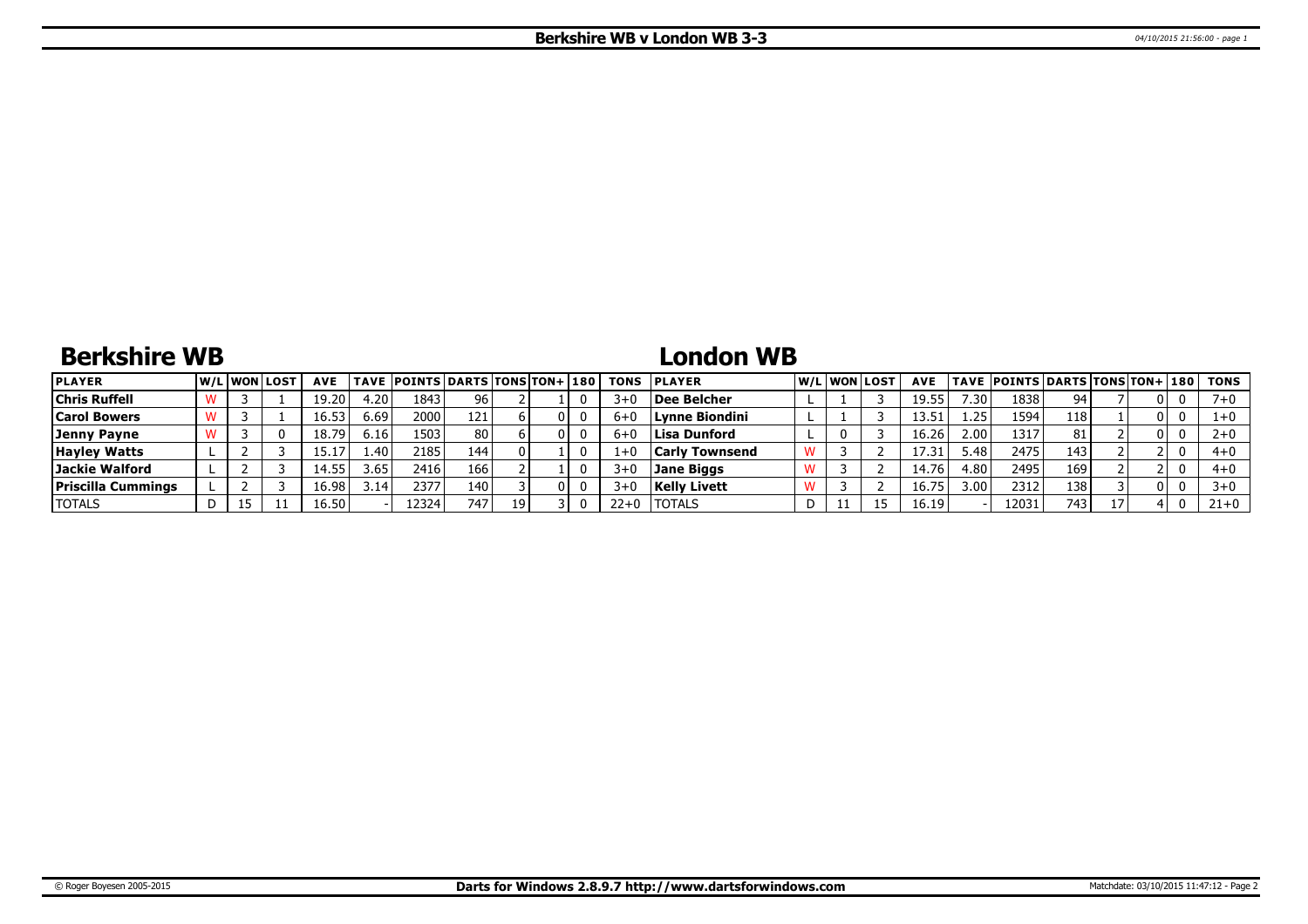# Berkshire WB v London WB 3-3

## Berkshire WB

| PLAYER | W/L | WON | LOST | AVE | TAVE | POINTS | DARTS | TONS | TON+ | 180 | TONS |
|---|---|---|---|---|---|---|---|---|---|---|---|
| Chris Ruffell | W | 3 | 1 | 19.20 | 4.20 | 1843 | 96 | 2 | 1 | 0 | 3+0 |
| Carol Bowers | W | 3 | 1 | 16.53 | 6.69 | 2000 | 121 | 6 | 0 | 0 | 6+0 |
| Jenny Payne | W | 3 | 0 | 18.79 | 6.16 | 1503 | 80 | 6 | 0 | 0 | 6+0 |
| Hayley Watts | L | 2 | 3 | 15.17 | 1.40 | 2185 | 144 | 0 | 1 | 0 | 1+0 |
| Jackie Walford | L | 2 | 3 | 14.55 | 3.65 | 2416 | 166 | 2 | 1 | 0 | 3+0 |
| Priscilla Cummings | L | 2 | 3 | 16.98 | 3.14 | 2377 | 140 | 3 | 0 | 0 | 3+0 |
| TOTALS | D | 15 | 11 | 16.50 | - | 12324 | 747 | 19 | 3 | 0 | 22+0 |

## London WB

| PLAYER | W/L | WON | LOST | AVE | TAVE | POINTS | DARTS | TONS | TON+ | 180 | TONS |
|---|---|---|---|---|---|---|---|---|---|---|---|
| Dee Belcher | L | 1 | 3 | 19.55 | 7.30 | 1838 | 94 | 7 | 0 | 0 | 7+0 |
| Lynne Biondini | L | 1 | 3 | 13.51 | 1.25 | 1594 | 118 | 1 | 0 | 0 | 1+0 |
| Lisa Dunford | L | 0 | 3 | 16.26 | 2.00 | 1317 | 81 | 2 | 0 | 0 | 2+0 |
| Carly Townsend | W | 3 | 2 | 17.31 | 5.48 | 2475 | 143 | 2 | 2 | 0 | 4+0 |
| Jane Biggs | W | 3 | 2 | 14.76 | 4.80 | 2495 | 169 | 2 | 2 | 0 | 4+0 |
| Kelly Livett | W | 3 | 2 | 16.75 | 3.00 | 2312 | 138 | 3 | 0 | 0 | 3+0 |
| TOTALS | D | 11 | 15 | 16.19 | - | 12031 | 743 | 17 | 4 | 0 | 21+0 |